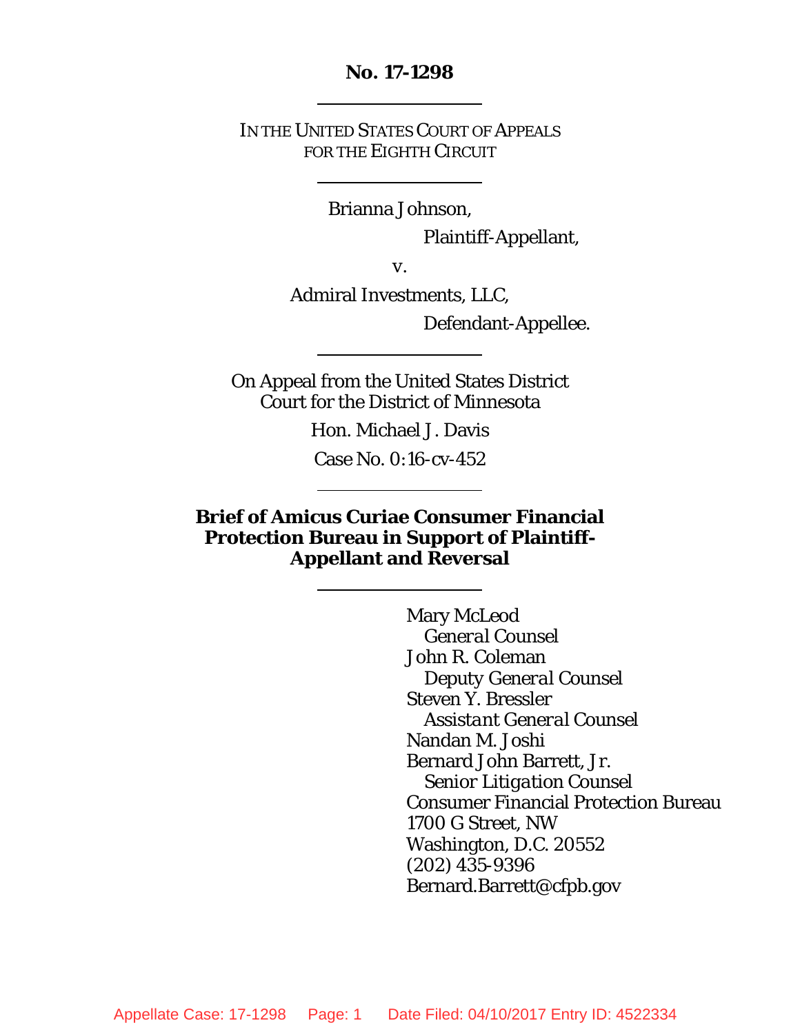**No. 17-1298**

---

IN THE UNITED STATES COURT OF APPEALS
FOR THE EIGHTH CIRCUIT

---

Brianna Johnson,

Plaintiff-Appellant,

v.

Admiral Investments, LLC,

Defendant-Appellee.

---

On Appeal from the United States District Court for the District of Minnesota

Hon. Michael J. Davis

Case No. 0:16-cv-452

---

**Brief of Amicus Curiae Consumer Financial Protection Bureau in Support of Plaintiff-Appellant and Reversal**

---

Mary McLeod
*General Counsel*
John R. Coleman
*Deputy General Counsel*
Steven Y. Bressler
*Assistant General Counsel*
Nandan M. Joshi
Bernard John Barrett, Jr.
*Senior Litigation Counsel*
Consumer Financial Protection Bureau
1700 G Street, NW
Washington, D.C. 20552
(202) 435-9396
Bernard.Barrett@cfpb.gov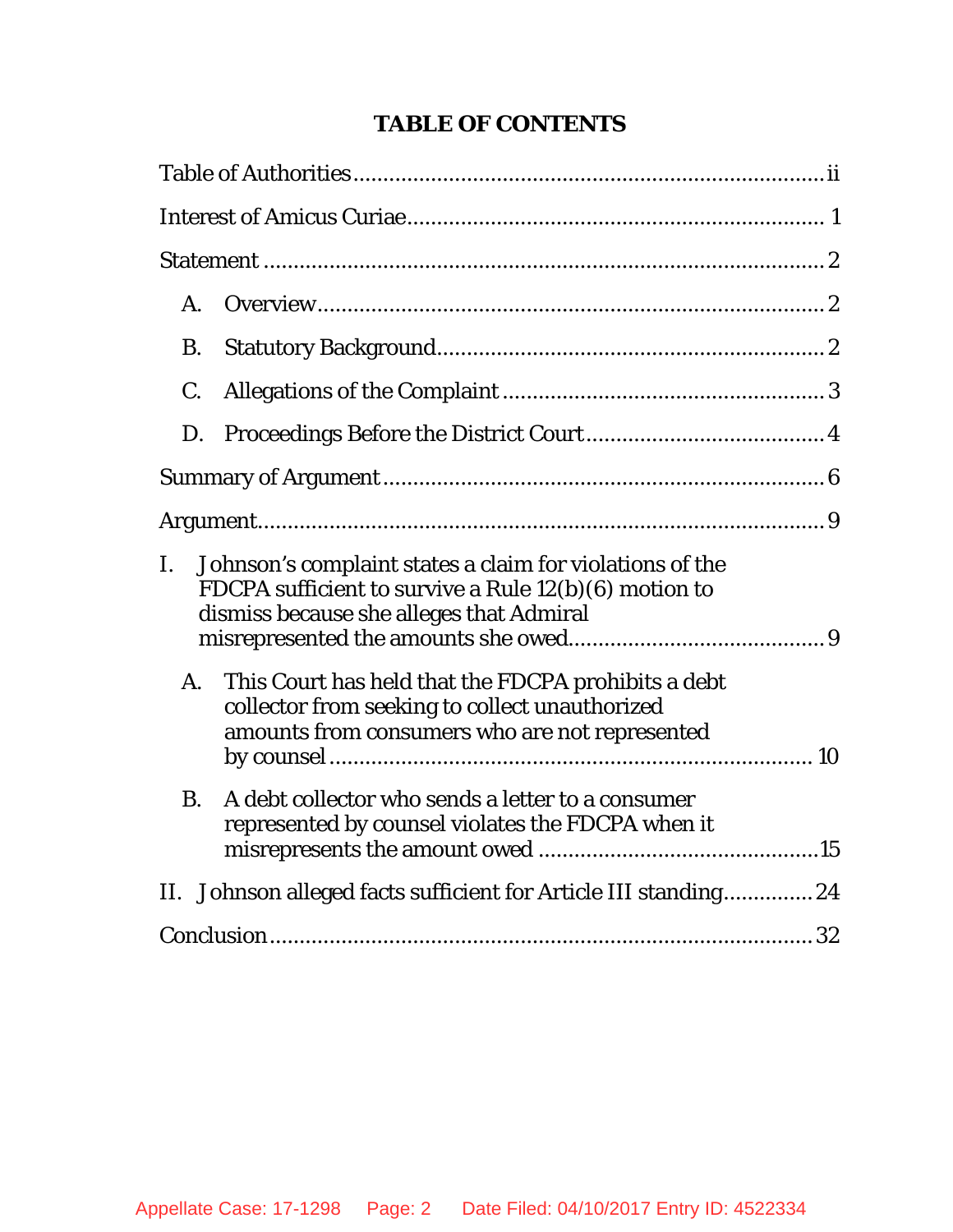# TABLE OF CONTENTS

Table of Authorities ........................................................................ ii

Interest of Amicus Curiae ................................................................. 1

Statement .......................................................................................... 2

A. Overview ..................................................................................... 2

B. Statutory Background ................................................................ 2

C. Allegations of the Complaint ...................................................... 3

D. Proceedings Before the District Court ....................................... 4

Summary of Argument ...................................................................... 6

Argument ........................................................................................... 9

I. Johnson's complaint states a claim for violations of the FDCPA sufficient to survive a Rule 12(b)(6) motion to dismiss because she alleges that Admiral misrepresented the amounts she owed .......................................... 9

A. This Court has held that the FDCPA prohibits a debt collector from seeking to collect unauthorized amounts from consumers who are not represented by counsel ........................................................................ 10

B. A debt collector who sends a letter to a consumer represented by counsel violates the FDCPA when it misrepresents the amount owed ............................................ 15

II. Johnson alleged facts sufficient for Article III standing .............. 24

Conclusion ......................................................................................... 32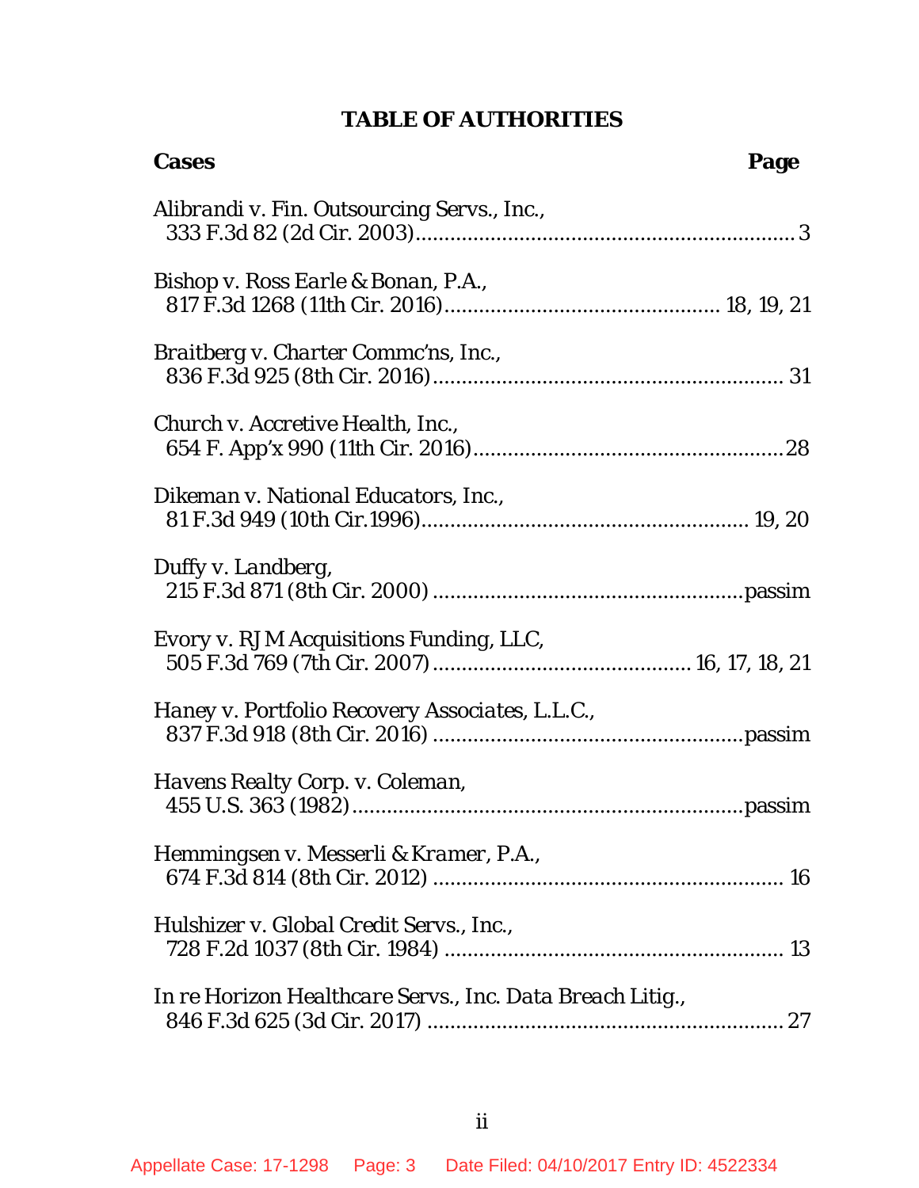## TABLE OF AUTHORITIES

| Cases | Page |
|---|---|
| *Alibrandi v. Fin. Outsourcing Servs., Inc.*, 333 F.3d 82 (2d Cir. 2003) | 3 |
| *Bishop v. Ross Earle & Bonan, P.A.*, 817 F.3d 1268 (11th Cir. 2016) | 18, 19, 21 |
| *Braitberg v. Charter Commc'ns, Inc.*, 836 F.3d 925 (8th Cir. 2016) | 31 |
| *Church v. Accretive Health, Inc.*, 654 F. App'x 990 (11th Cir. 2016) | 28 |
| *Dikeman v. National Educators, Inc.*, 81 F.3d 949 (10th Cir.1996) | 19, 20 |
| *Duffy v. Landberg*, 215 F.3d 871 (8th Cir. 2000) | passim |
| *Evory v. RJM Acquisitions Funding, LLC*, 505 F.3d 769 (7th Cir. 2007) | 16, 17, 18, 21 |
| *Haney v. Portfolio Recovery Associates, L.L.C.*, 837 F.3d 918 (8th Cir. 2016) | passim |
| *Havens Realty Corp. v. Coleman*, 455 U.S. 363 (1982) | passim |
| *Hemmingsen v. Messerli & Kramer, P.A.*, 674 F.3d 814 (8th Cir. 2012) | 16 |
| *Hulshizer v. Global Credit Servs., Inc.*, 728 F.2d 1037 (8th Cir. 1984) | 13 |
| *In re Horizon Healthcare Servs., Inc. Data Breach Litig.*, 846 F.3d 625 (3d Cir. 2017) | 27 |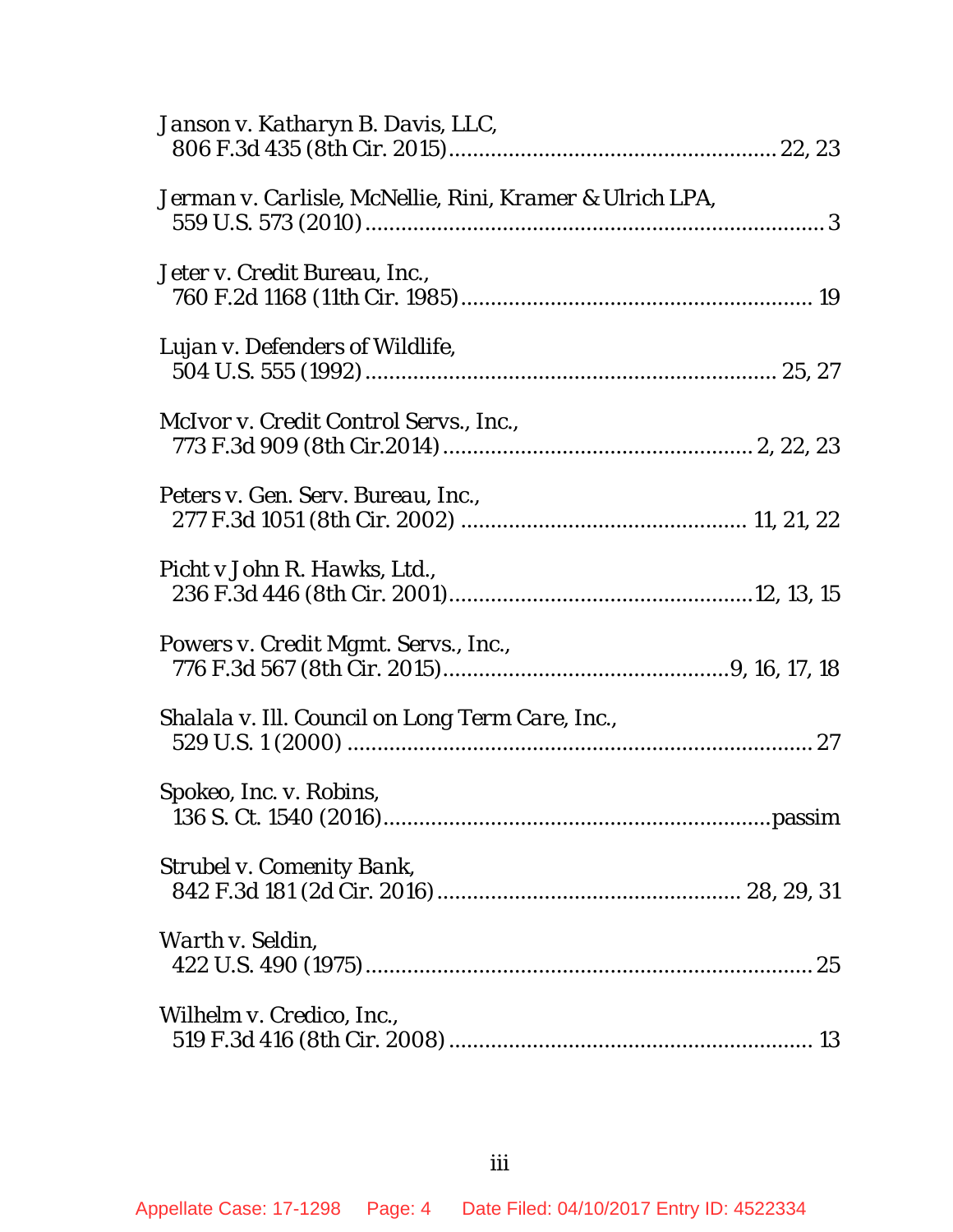*Janson v. Katharyn B. Davis, LLC*,
806 F.3d 435 (8th Cir. 2015) ........................................................ 22, 23

*Jerman v. Carlisle, McNellie, Rini, Kramer & Ulrich LPA*,
559 U.S. 573 (2010) ................................................................................ 3

*Jeter v. Credit Bureau, Inc.*,
760 F.2d 1168 (11th Cir. 1985) ............................................................ 19

*Lujan v. Defenders of Wildlife*,
504 U.S. 555 (1992) ....................................................................... 25, 27

*McIvor v. Credit Control Servs., Inc.*,
773 F.3d 909 (8th Cir.2014) ..................................................... 2, 22, 23

*Peters v. Gen. Serv. Bureau, Inc.*,
277 F.3d 1051 (8th Cir. 2002) ................................................ 11, 21, 22

*Picht v John R. Hawks, Ltd.*,
236 F.3d 446 (8th Cir. 2001) .................................................... 12, 13, 15

*Powers v. Credit Mgmt. Servs., Inc.*,
776 F.3d 567 (8th Cir. 2015) ............................................... 9, 16, 17, 18

*Shalala v. Ill. Council on Long Term Care, Inc.*,
529 U.S. 1 (2000) ................................................................................ 27

*Spokeo, Inc. v. Robins*,
136 S. Ct. 1540 (2016) ................................................................... passim

*Strubel v. Comenity Bank*,
842 F.3d 181 (2d Cir. 2016) ..................................................... 28, 29, 31

*Warth v. Seldin*,
422 U.S. 490 (1975) .............................................................................. 25

*Wilhelm v. Credico, Inc.*,
519 F.3d 416 (8th Cir. 2008) ............................................................... 13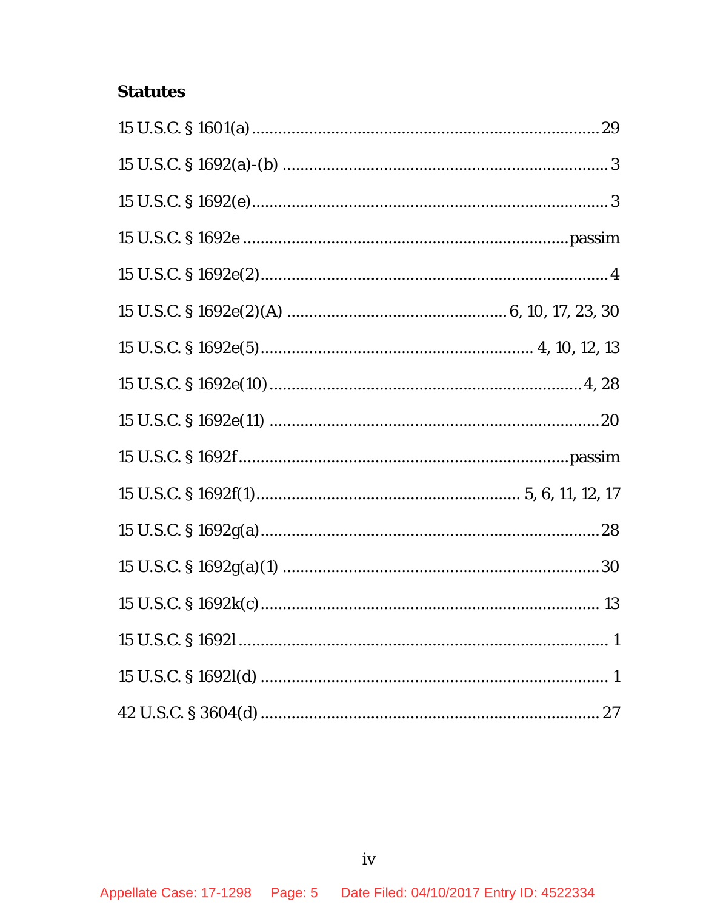**Statutes**

15 U.S.C. § 1601(a) ............................................................................. 29

15 U.S.C. § 1692(a)-(b) ......................................................................... 3

15 U.S.C. § 1692(e) ................................................................................ 3

15 U.S.C. § 1692e ........................................................................ passim

15 U.S.C. § 1692e(2) .............................................................................. 4

15 U.S.C. § 1692e(2)(A) ................................................ 6, 10, 17, 23, 30

15 U.S.C. § 1692e(5) ............................................................ 4, 10, 12, 13

15 U.S.C. § 1692e(10) ...................................................................... 4, 28

15 U.S.C. § 1692e(11) ........................................................................... 20

15 U.S.C. § 1692f ......................................................................... passim

15 U.S.C. § 1692f(1) ........................................................... 5, 6, 11, 12, 17

15 U.S.C. § 1692g(a) ............................................................................. 28

15 U.S.C. § 1692g(a)(1) ........................................................................ 30

15 U.S.C. § 1692k(c) ............................................................................. 13

15 U.S.C. § 1692l ................................................................................... 1

15 U.S.C. § 1692l(d) ............................................................................... 1

42 U.S.C. § 3604(d) .............................................................................. 27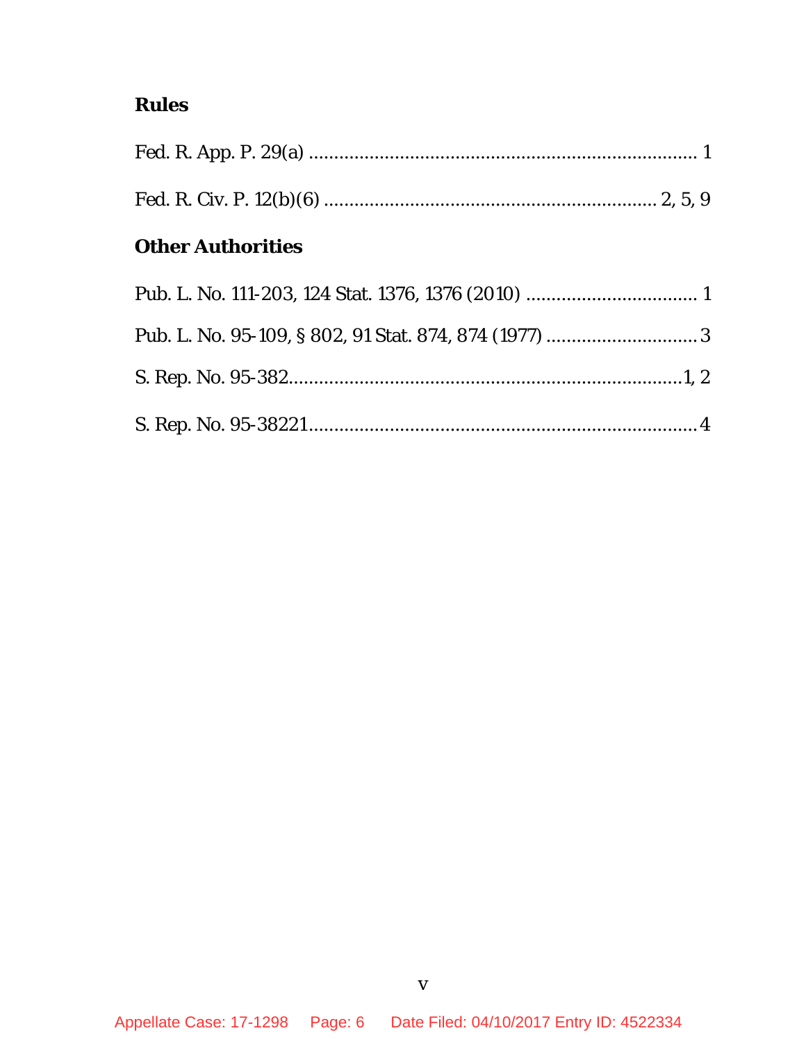## Rules

Fed. R. App. P. 29(a) ............................................................................ 1

Fed. R. Civ. P. 12(b)(6) .................................................................. 2, 5, 9

## Other Authorities

Pub. L. No. 111-203, 124 Stat. 1376, 1376 (2010) .................................. 1

Pub. L. No. 95-109, § 802, 91 Stat. 874, 874 (1977) .............................. 3

S. Rep. No. 95-382.............................................................................1, 2

S. Rep. No. 95-38221.............................................................................4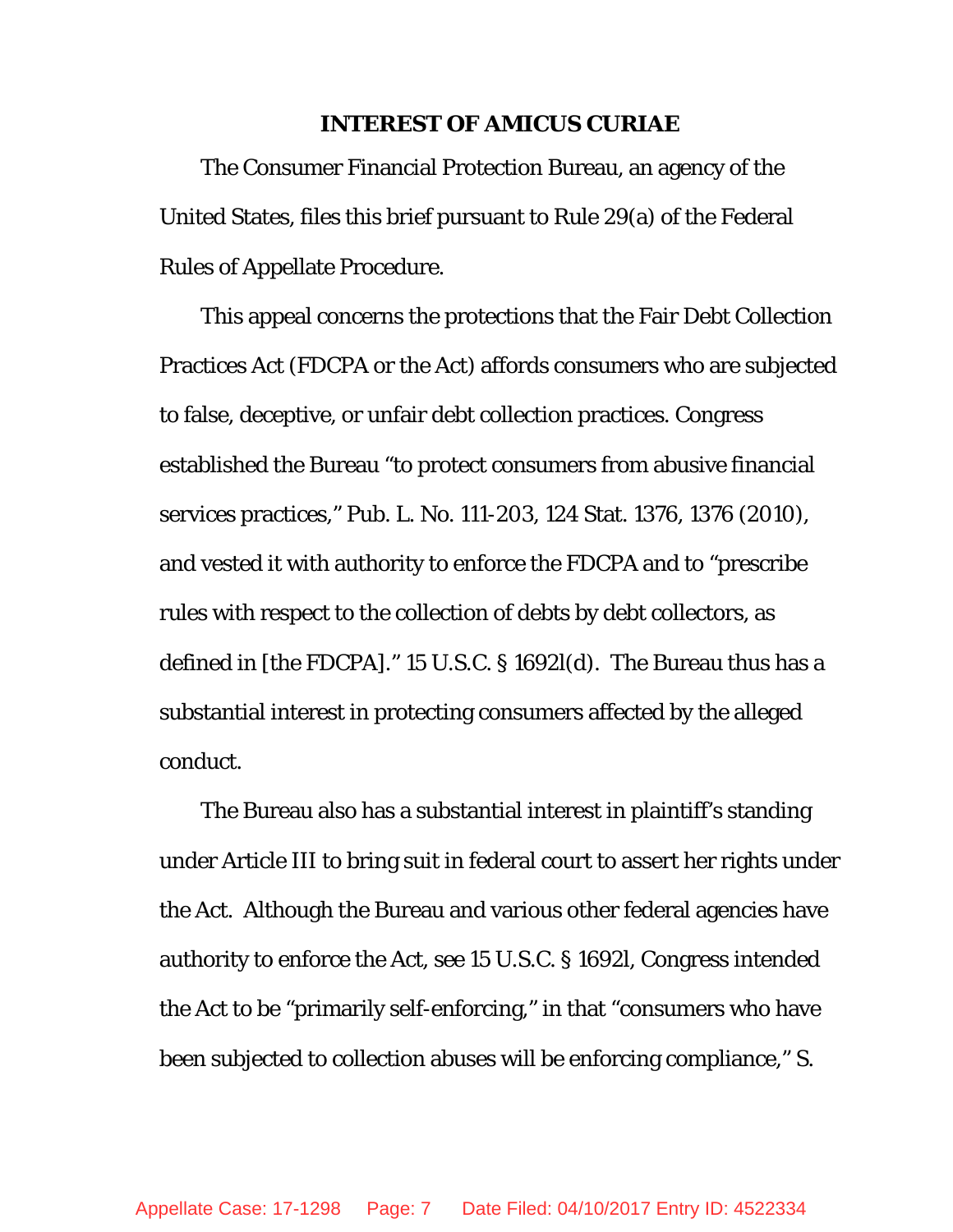## INTEREST OF AMICUS CURIAE

The Consumer Financial Protection Bureau, an agency of the United States, files this brief pursuant to Rule 29(a) of the Federal Rules of Appellate Procedure.

This appeal concerns the protections that the Fair Debt Collection Practices Act (FDCPA or the Act) affords consumers who are subjected to false, deceptive, or unfair debt collection practices. Congress established the Bureau "to protect consumers from abusive financial services practices," Pub. L. No. 111-203, 124 Stat. 1376, 1376 (2010), and vested it with authority to enforce the FDCPA and to "prescribe rules with respect to the collection of debts by debt collectors, as defined in [the FDCPA]." 15 U.S.C. § 1692l(d). The Bureau thus has a substantial interest in protecting consumers affected by the alleged conduct.

The Bureau also has a substantial interest in plaintiff's standing under Article III to bring suit in federal court to assert her rights under the Act. Although the Bureau and various other federal agencies have authority to enforce the Act, see 15 U.S.C. § 1692l, Congress intended the Act to be "primarily self-enforcing," in that "consumers who have been subjected to collection abuses will be enforcing compliance," S.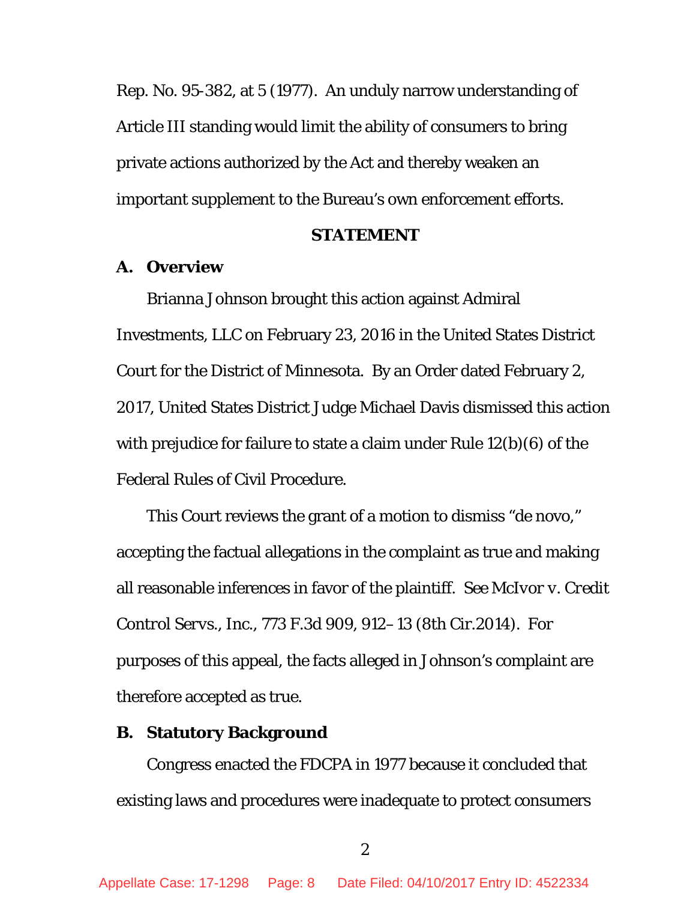Rep. No. 95-382, at 5 (1977). An unduly narrow understanding of Article III standing would limit the ability of consumers to bring private actions authorized by the Act and thereby weaken an important supplement to the Bureau's own enforcement efforts.

## STATEMENT

### A. Overview

Brianna Johnson brought this action against Admiral Investments, LLC on February 23, 2016 in the United States District Court for the District of Minnesota. By an Order dated February 2, 2017, United States District Judge Michael Davis dismissed this action with prejudice for failure to state a claim under Rule 12(b)(6) of the Federal Rules of Civil Procedure.

This Court reviews the grant of a motion to dismiss "de novo," accepting the factual allegations in the complaint as true and making all reasonable inferences in favor of the plaintiff. See *McIvor v. Credit Control Servs., Inc.*, 773 F.3d 909, 912–13 (8th Cir.2014). For purposes of this appeal, the facts alleged in Johnson's complaint are therefore accepted as true.

### B. Statutory Background

Congress enacted the FDCPA in 1977 because it concluded that existing laws and procedures were inadequate to protect consumers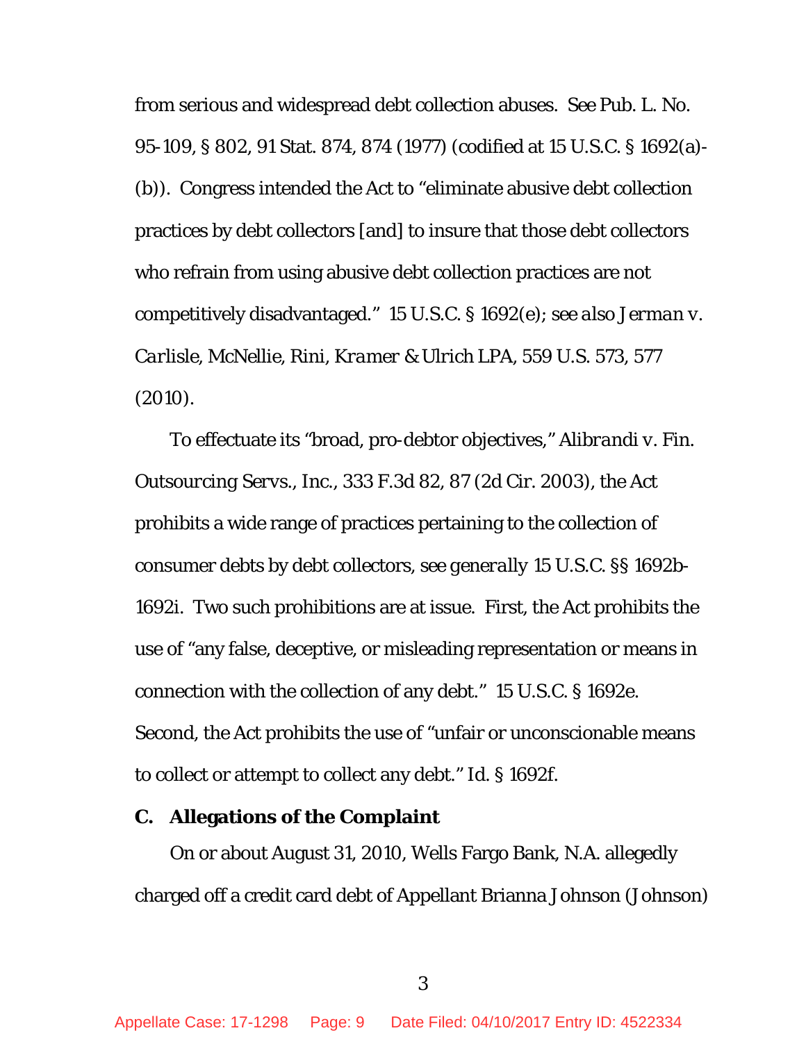from serious and widespread debt collection abuses. See Pub. L. No. 95-109, § 802, 91 Stat. 874, 874 (1977) (codified at 15 U.S.C. § 1692(a)-(b)). Congress intended the Act to "eliminate abusive debt collection practices by debt collectors [and] to insure that those debt collectors who refrain from using abusive debt collection practices are not competitively disadvantaged." 15 U.S.C. § 1692(e); *see also Jerman v. Carlisle, McNellie, Rini, Kramer & Ulrich LPA*, 559 U.S. 573, 577 (2010).

To effectuate its "broad, pro-debtor objectives," *Alibrandi v. Fin. Outsourcing Servs., Inc.*, 333 F.3d 82, 87 (2d Cir. 2003), the Act prohibits a wide range of practices pertaining to the collection of consumer debts by debt collectors, *see generally* 15 U.S.C. §§ 1692b-1692i. Two such prohibitions are at issue. First, the Act prohibits the use of "any false, deceptive, or misleading representation or means in connection with the collection of any debt." 15 U.S.C. § 1692e. Second, the Act prohibits the use of "unfair or unconscionable means to collect or attempt to collect any debt." *Id.* § 1692f.

**C. Allegations of the Complaint**

On or about August 31, 2010, Wells Fargo Bank, N.A. allegedly charged off a credit card debt of Appellant Brianna Johnson (Johnson)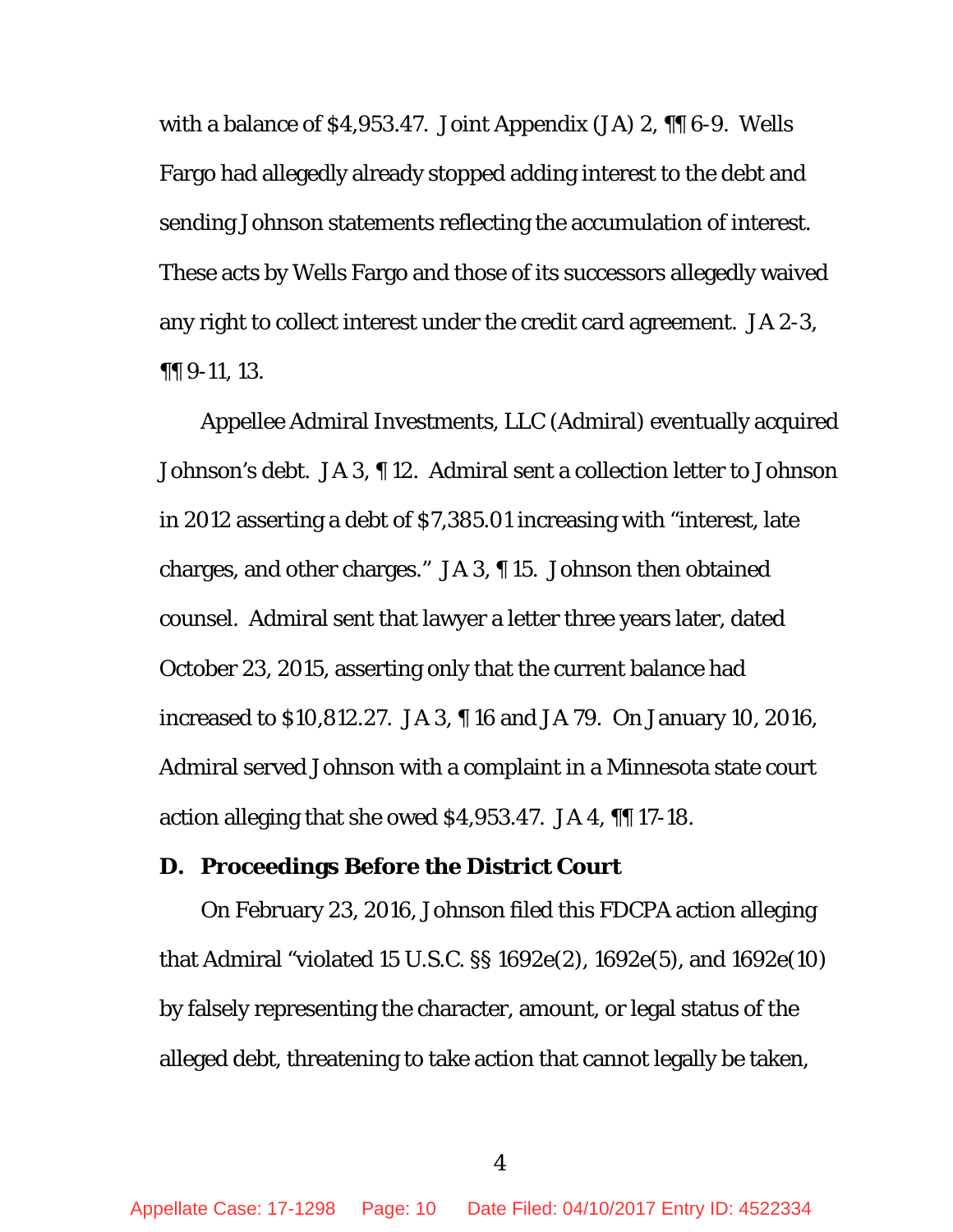with a balance of $4,953.47. Joint Appendix (JA) 2, ¶¶ 6-9. Wells Fargo had allegedly already stopped adding interest to the debt and sending Johnson statements reflecting the accumulation of interest. These acts by Wells Fargo and those of its successors allegedly waived any right to collect interest under the credit card agreement. JA 2-3, ¶¶ 9-11, 13.

Appellee Admiral Investments, LLC (Admiral) eventually acquired Johnson's debt. JA 3, ¶ 12. Admiral sent a collection letter to Johnson in 2012 asserting a debt of $7,385.01 increasing with "interest, late charges, and other charges." JA 3, ¶ 15. Johnson then obtained counsel. Admiral sent that lawyer a letter three years later, dated October 23, 2015, asserting only that the current balance had increased to $10,812.27. JA 3, ¶ 16 and JA 79. On January 10, 2016, Admiral served Johnson with a complaint in a Minnesota state court action alleging that she owed $4,953.47. JA 4, ¶¶ 17-18.

### D. *Proceedings Before the District Court*

On February 23, 2016, Johnson filed this FDCPA action alleging that Admiral "violated 15 U.S.C. §§ 1692e(2), 1692e(5), and 1692e(10) by falsely representing the character, amount, or legal status of the alleged debt, threatening to take action that cannot legally be taken,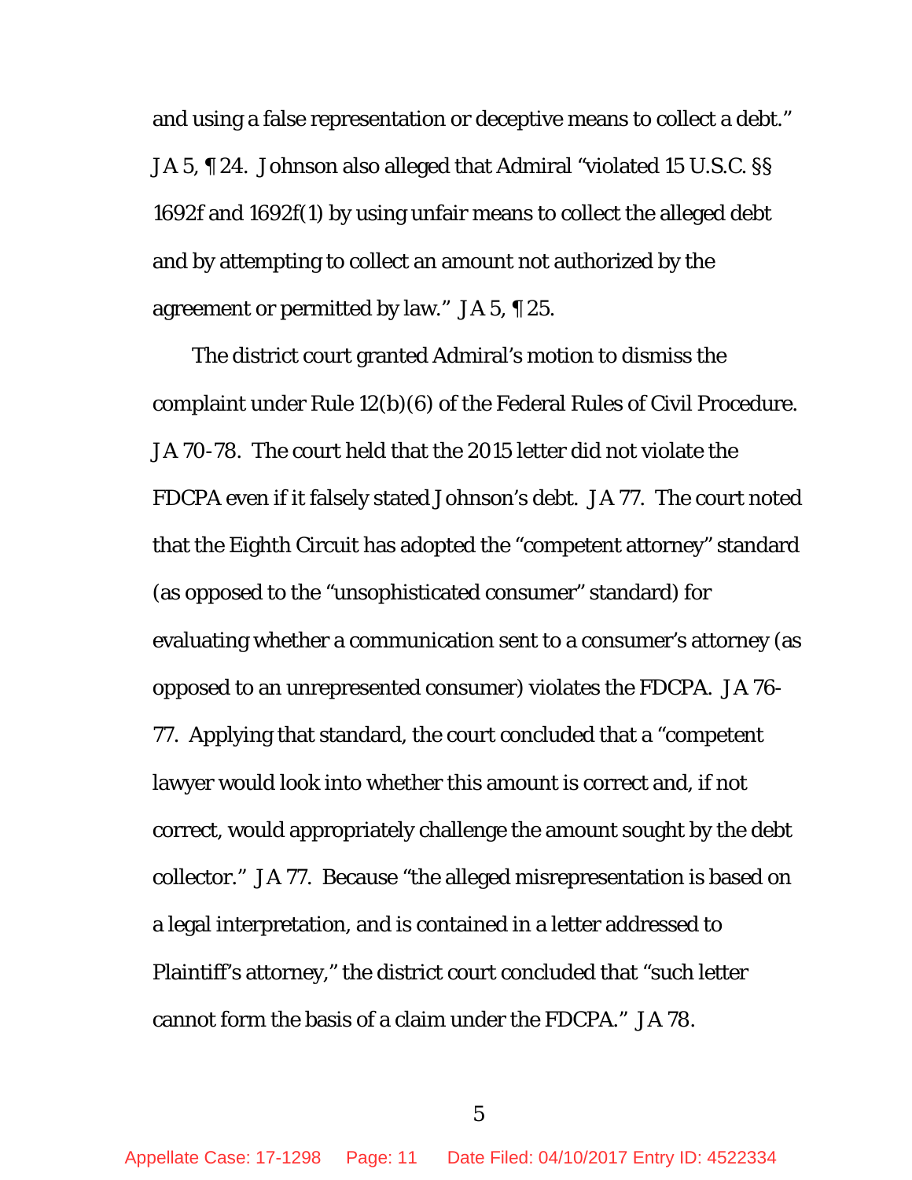and using a false representation or deceptive means to collect a debt." JA 5, ¶ 24. Johnson also alleged that Admiral "violated 15 U.S.C. §§ 1692f and 1692f(1) by using unfair means to collect the alleged debt and by attempting to collect an amount not authorized by the agreement or permitted by law." JA 5, ¶ 25.

The district court granted Admiral's motion to dismiss the complaint under Rule 12(b)(6) of the Federal Rules of Civil Procedure. JA 70-78. The court held that the 2015 letter did not violate the FDCPA even if it falsely stated Johnson's debt. JA 77. The court noted that the Eighth Circuit has adopted the "competent attorney" standard (as opposed to the "unsophisticated consumer" standard) for evaluating whether a communication sent to a consumer's attorney (as opposed to an unrepresented consumer) violates the FDCPA. JA 76-77. Applying that standard, the court concluded that a "competent lawyer would look into whether this amount is correct and, if not correct, would appropriately challenge the amount sought by the debt collector." JA 77. Because "the alleged misrepresentation is based on a legal interpretation, and is contained in a letter addressed to Plaintiff's attorney," the district court concluded that "such letter cannot form the basis of a claim under the FDCPA." JA 78.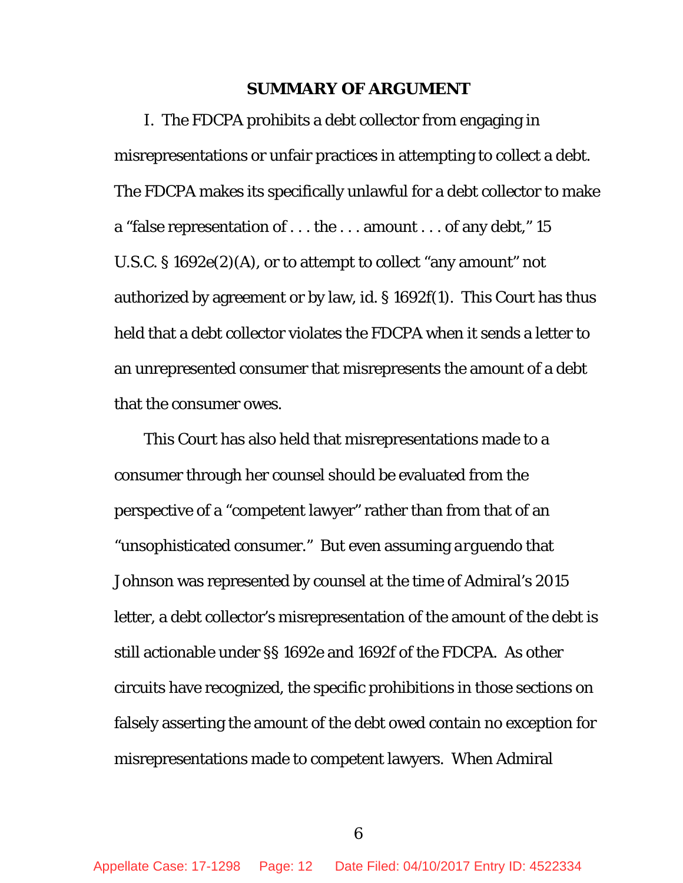## SUMMARY OF ARGUMENT

I. The FDCPA prohibits a debt collector from engaging in misrepresentations or unfair practices in attempting to collect a debt. The FDCPA makes its specifically unlawful for a debt collector to make a "false representation of . . . the . . . amount . . . of any debt," 15 U.S.C. § 1692e(2)(A), or to attempt to collect "any amount" not authorized by agreement or by law, id. § 1692f(1). This Court has thus held that a debt collector violates the FDCPA when it sends a letter to an unrepresented consumer that misrepresents the amount of a debt that the consumer owes.

This Court has also held that misrepresentations made to a consumer through her counsel should be evaluated from the perspective of a "competent lawyer" rather than from that of an "unsophisticated consumer." But even assuming *arguendo* that Johnson was represented by counsel at the time of Admiral's 2015 letter, a debt collector's misrepresentation of the amount of the debt is still actionable under §§ 1692e and 1692f of the FDCPA. As other circuits have recognized, the specific prohibitions in those sections on falsely asserting the amount of the debt owed contain no exception for misrepresentations made to competent lawyers. When Admiral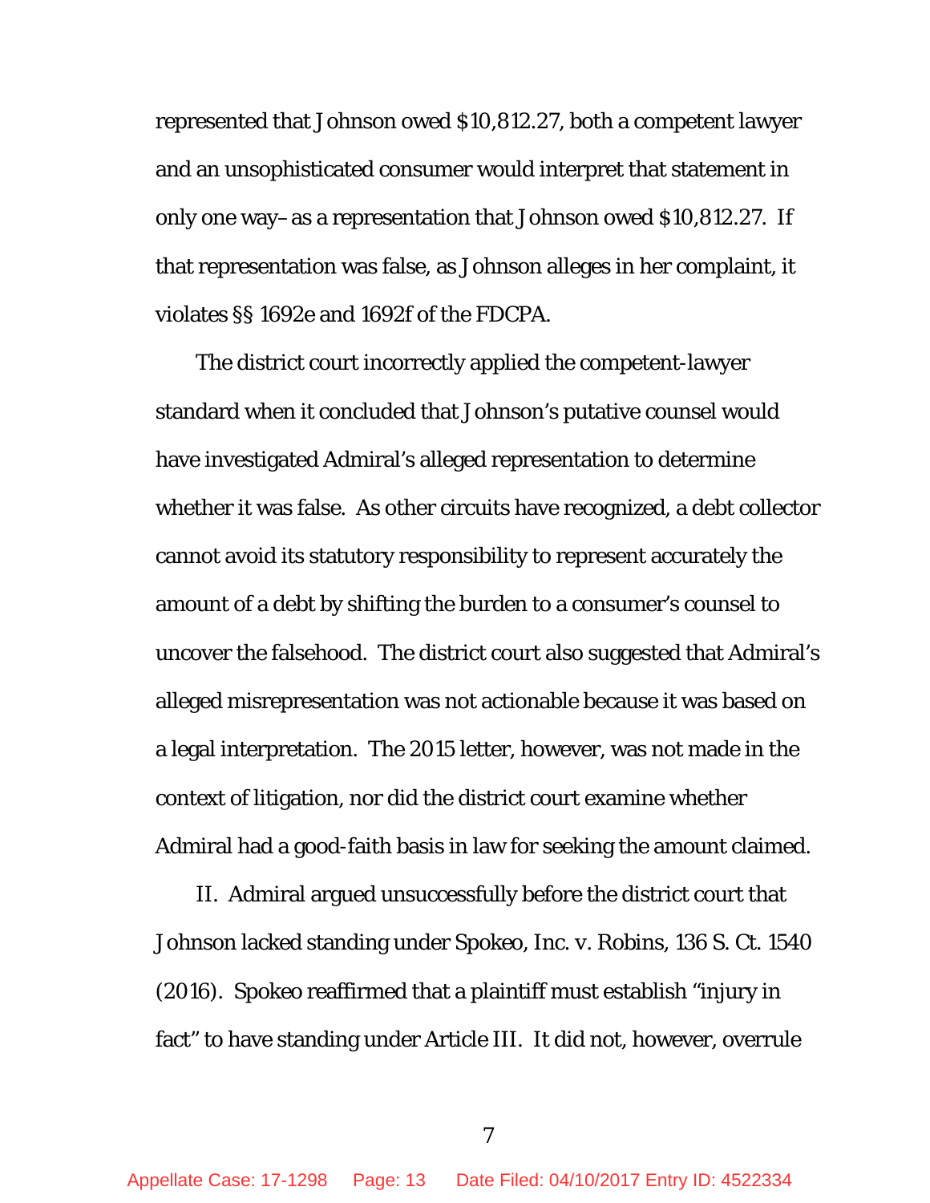represented that Johnson owed $10,812.27, both a competent lawyer and an unsophisticated consumer would interpret that statement in only one way– as a representation that Johnson owed $10,812.27. If that representation was false, as Johnson alleges in her complaint, it violates §§ 1692e and 1692f of the FDCPA.

The district court incorrectly applied the competent-lawyer standard when it concluded that Johnson's putative counsel would have investigated Admiral's alleged representation to determine whether it was false. As other circuits have recognized, a debt collector cannot avoid its statutory responsibility to represent accurately the amount of a debt by shifting the burden to a consumer's counsel to uncover the falsehood. The district court also suggested that Admiral's alleged misrepresentation was not actionable because it was based on a legal interpretation. The 2015 letter, however, was not made in the context of litigation, nor did the district court examine whether Admiral had a good-faith basis in law for seeking the amount claimed.

II. Admiral argued unsuccessfully before the district court that Johnson lacked standing under Spokeo, Inc. v. Robins, 136 S. Ct. 1540 (2016). Spokeo reaffirmed that a plaintiff must establish "injury in fact" to have standing under Article III. It did not, however, overrule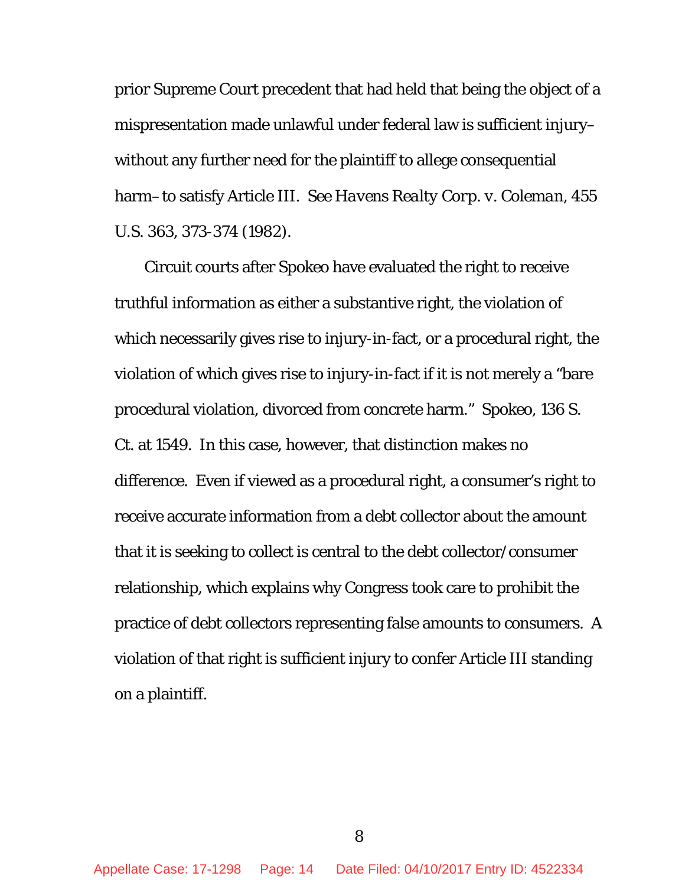prior Supreme Court precedent that had held that being the object of a mispresentation made unlawful under federal law is sufficient injury– without any further need for the plaintiff to allege consequential harm– to satisfy Article III. *See Havens Realty Corp. v. Coleman*, 455 U.S. 363, 373-374 (1982).

Circuit courts after Spokeo have evaluated the right to receive truthful information as either a substantive right, the violation of which necessarily gives rise to injury-in-fact, or a procedural right, the violation of which gives rise to injury-in-fact if it is not merely a "bare procedural violation, divorced from concrete harm." Spokeo, 136 S. Ct. at 1549. In this case, however, that distinction makes no difference. Even if viewed as a procedural right, a consumer's right to receive accurate information from a debt collector about the amount that it is seeking to collect is central to the debt collector/consumer relationship, which explains why Congress took care to prohibit the practice of debt collectors representing false amounts to consumers. A violation of that right is sufficient injury to confer Article III standing on a plaintiff.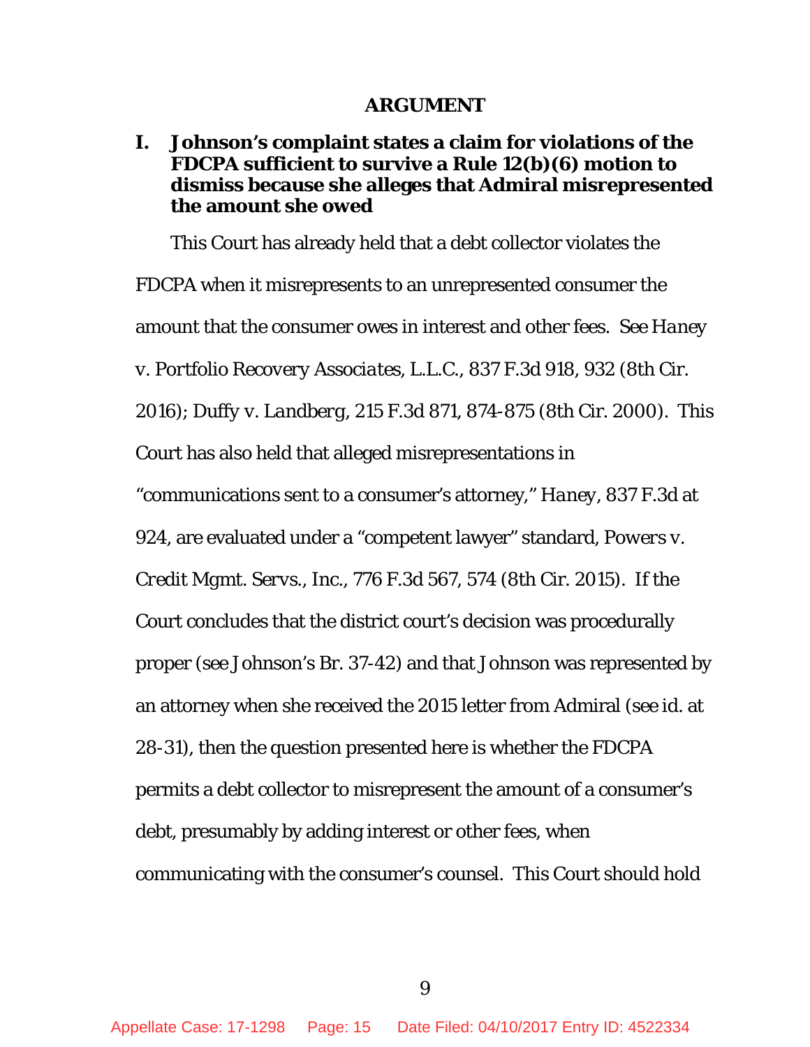## ARGUMENT

### I. Johnson's complaint states a claim for violations of the FDCPA sufficient to survive a Rule 12(b)(6) motion to dismiss because she alleges that Admiral misrepresented the amount she owed

This Court has already held that a debt collector violates the FDCPA when it misrepresents to an unrepresented consumer the amount that the consumer owes in interest and other fees. *See Haney v. Portfolio Recovery Associates, L.L.C.*, 837 F.3d 918, 932 (8th Cir. 2016); *Duffy v. Landberg*, 215 F.3d 871, 874-875 (8th Cir. 2000). This Court has also held that alleged misrepresentations in "communications sent to a consumer's attorney," *Haney*, 837 F.3d at 924, are evaluated under a "competent lawyer" standard, *Powers v. Credit Mgmt. Servs., Inc.*, 776 F.3d 567, 574 (8th Cir. 2015). If the Court concludes that the district court's decision was procedurally proper (*see* Johnson's Br. 37-42) and that Johnson was represented by an attorney when she received the 2015 letter from Admiral (*see id.* at 28-31), then the question presented here is whether the FDCPA permits a debt collector to misrepresent the amount of a consumer's debt, presumably by adding interest or other fees, when communicating with the consumer's counsel. This Court should hold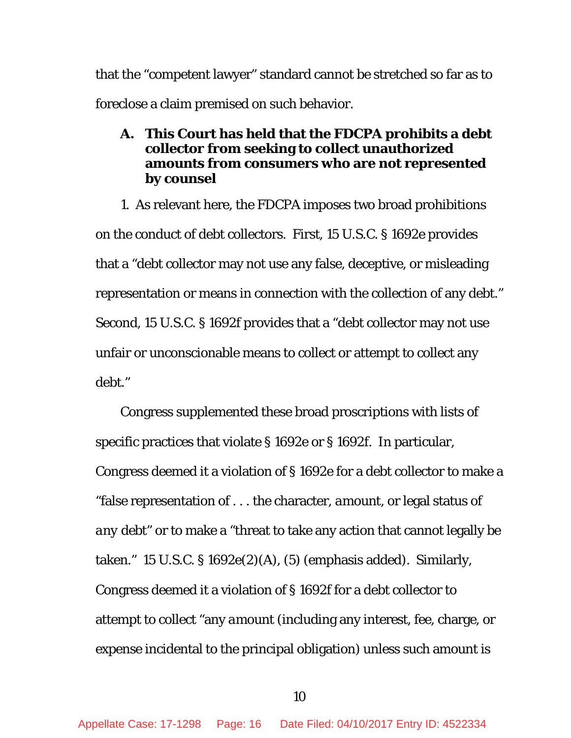that the "competent lawyer" standard cannot be stretched so far as to foreclose a claim premised on such behavior.

### A. This Court has held that the FDCPA prohibits a debt collector from seeking to collect unauthorized amounts from consumers who are not represented by counsel

1. As relevant here, the FDCPA imposes two broad prohibitions on the conduct of debt collectors. First, 15 U.S.C. § 1692e provides that a "debt collector may not use any false, deceptive, or misleading representation or means in connection with the collection of any debt." Second, 15 U.S.C. § 1692f provides that a "debt collector may not use unfair or unconscionable means to collect or attempt to collect any debt."

Congress supplemented these broad proscriptions with lists of specific practices that violate § 1692e or § 1692f. In particular, Congress deemed it a violation of § 1692e for a debt collector to make a "false representation of . . . the character, *amount*, or legal status of *any debt*" or to make a "threat to take any action that cannot legally be taken." 15 U.S.C. § 1692e(2)(A), (5) (emphasis added). Similarly, Congress deemed it a violation of § 1692f for a debt collector to attempt to collect "*any amount* (including any interest, fee, charge, or expense incidental to the principal obligation) unless such amount is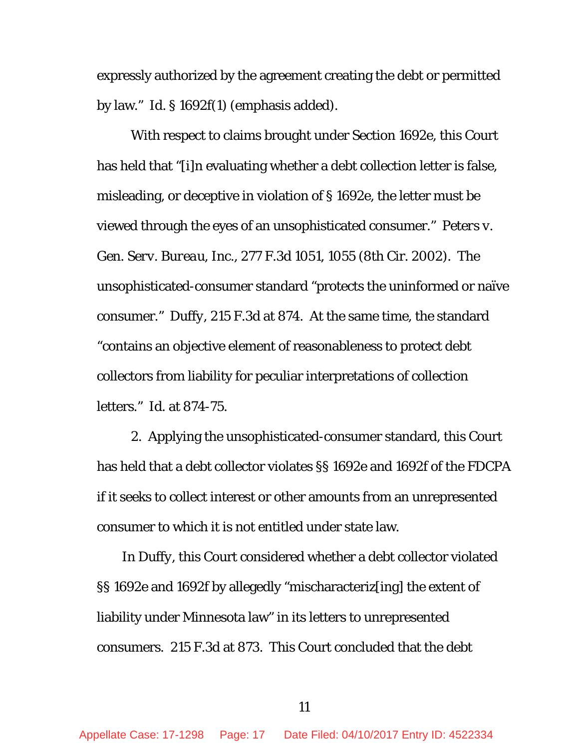expressly authorized by the agreement creating the debt or permitted by law." *Id.* § 1692f(1) (emphasis added).

With respect to claims brought under Section 1692e, this Court has held that "[i]n evaluating whether a debt collection letter is false, misleading, or deceptive in violation of § 1692e, the letter must be viewed through the eyes of an unsophisticated consumer." *Peters v. Gen. Serv. Bureau, Inc.*, 277 F.3d 1051, 1055 (8th Cir. 2002). The unsophisticated-consumer standard "protects the uninformed or naïve consumer." *Duffy*, 215 F.3d at 874. At the same time, the standard "contains an objective element of reasonableness to protect debt collectors from liability for peculiar interpretations of collection letters." *Id.* at 874-75.

2. Applying the unsophisticated-consumer standard, this Court has held that a debt collector violates §§ 1692e and 1692f of the FDCPA if it seeks to collect interest or other amounts from an unrepresented consumer to which it is not entitled under state law.

In *Duffy*, this Court considered whether a debt collector violated §§ 1692e and 1692f by allegedly "mischaracteriz[ing] the extent of liability under Minnesota law" in its letters to unrepresented consumers. 215 F.3d at 873. This Court concluded that the debt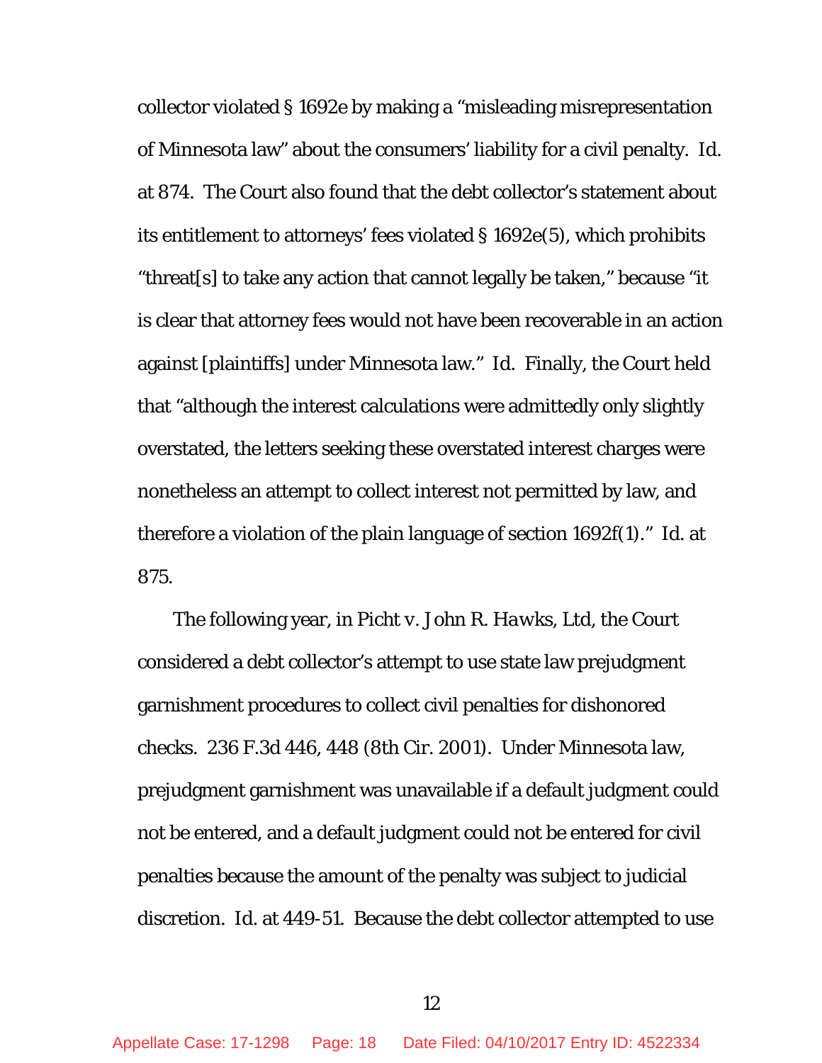collector violated § 1692e by making a "misleading misrepresentation of Minnesota law" about the consumers' liability for a civil penalty. *Id.* at 874. The Court also found that the debt collector's statement about its entitlement to attorneys' fees violated § 1692e(5), which prohibits "threat[s] to take any action that cannot legally be taken," because "it is clear that attorney fees would not have been recoverable in an action against [plaintiffs] under Minnesota law." *Id.* Finally, the Court held that "although the interest calculations were admittedly only slightly overstated, the letters seeking these overstated interest charges were nonetheless an attempt to collect interest not permitted by law, and therefore a violation of the plain language of section 1692f(1)." *Id.* at 875.

The following year, in *Picht v. John R. Hawks, Ltd*, the Court considered a debt collector's attempt to use state law prejudgment garnishment procedures to collect civil penalties for dishonored checks. 236 F.3d 446, 448 (8th Cir. 2001). Under Minnesota law, prejudgment garnishment was unavailable if a default judgment could not be entered, and a default judgment could not be entered for civil penalties because the amount of the penalty was subject to judicial discretion. *Id.* at 449-51. Because the debt collector attempted to use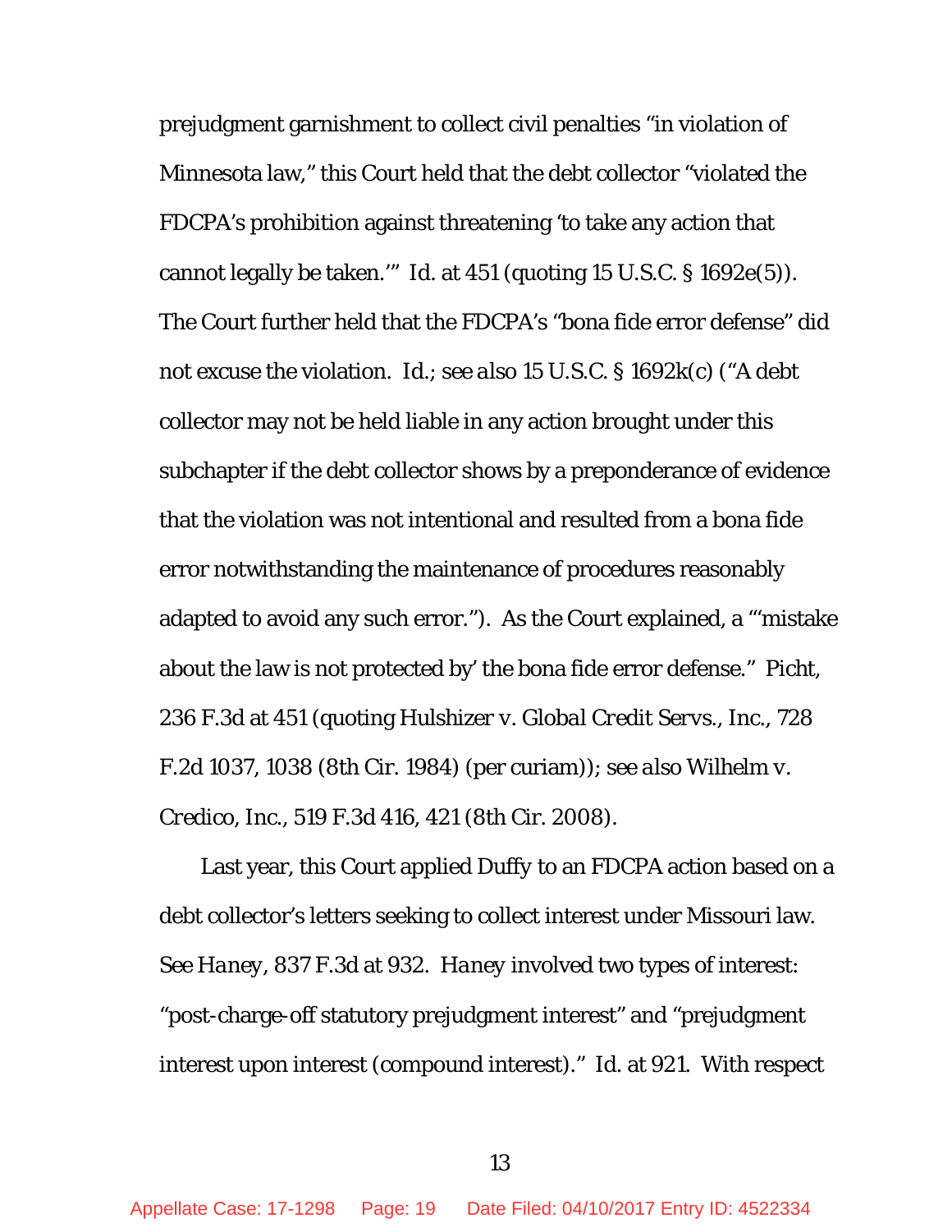prejudgment garnishment to collect civil penalties "in violation of Minnesota law," this Court held that the debt collector "violated the FDCPA's prohibition against threatening 'to take any action that cannot legally be taken.'" *Id.* at 451 (quoting 15 U.S.C. § 1692e(5)). The Court further held that the FDCPA's "bona fide error defense" did not excuse the violation. *Id.*; *see also* 15 U.S.C. § 1692k(c) ("A debt collector may not be held liable in any action brought under this subchapter if the debt collector shows by a preponderance of evidence that the violation was not intentional and resulted from a bona fide error notwithstanding the maintenance of procedures reasonably adapted to avoid any such error."). As the Court explained, a "'mistake about the law is not protected by' the bona fide error defense." *Picht*, 236 F.3d at 451 (quoting *Hulshizer v. Global Credit Servs., Inc.*, 728 F.2d 1037, 1038 (8th Cir. 1984) (per curiam)); *see also Wilhelm v. Credico, Inc.*, 519 F.3d 416, 421 (8th Cir. 2008).

Last year, this Court applied *Duffy* to an FDCPA action based on a debt collector's letters seeking to collect interest under Missouri law. *See Haney*, 837 F.3d at 932. *Haney* involved two types of interest: "post-charge-off statutory prejudgment interest" and "prejudgment interest upon interest (compound interest)." *Id.* at 921. With respect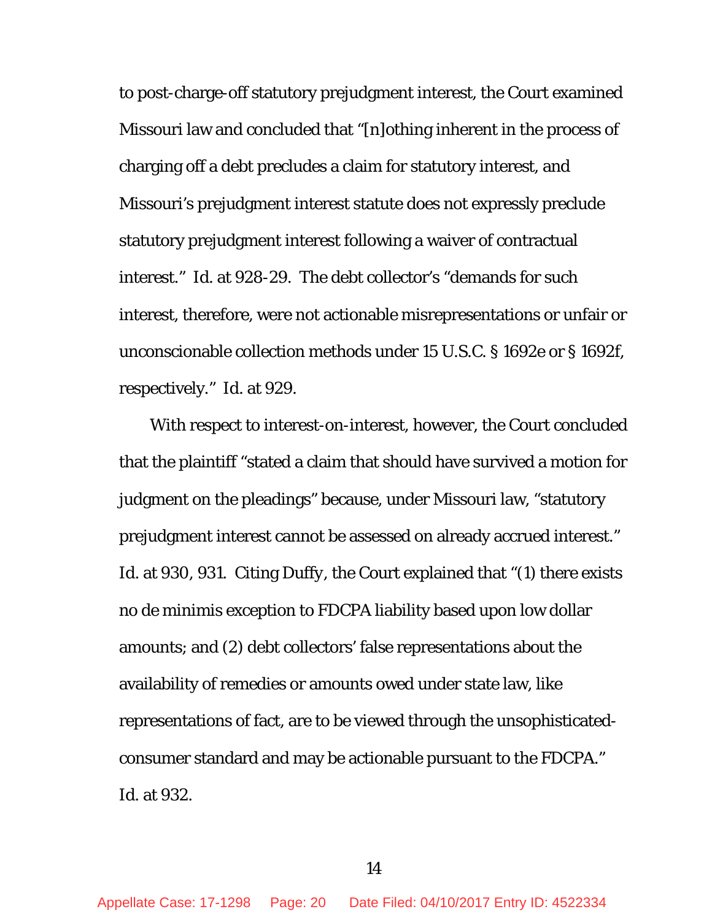to post-charge-off statutory prejudgment interest, the Court examined Missouri law and concluded that "[n]othing inherent in the process of charging off a debt precludes a claim for statutory interest, and Missouri's prejudgment interest statute does not expressly preclude statutory prejudgment interest following a waiver of contractual interest." *Id.* at 928-29. The debt collector's "demands for such interest, therefore, were not actionable misrepresentations or unfair or unconscionable collection methods under 15 U.S.C. § 1692e or § 1692f, respectively." *Id.* at 929.

With respect to interest-on-interest, however, the Court concluded that the plaintiff "stated a claim that should have survived a motion for judgment on the pleadings" because, under Missouri law, "statutory prejudgment interest cannot be assessed on already accrued interest." *Id.* at 930, 931. Citing *Duffy*, the Court explained that "(1) there exists no de minimis exception to FDCPA liability based upon low dollar amounts; and (2) debt collectors' false representations about the availability of remedies or amounts owed under state law, like representations of fact, are to be viewed through the unsophisticated-consumer standard and may be actionable pursuant to the FDCPA." *Id.* at 932.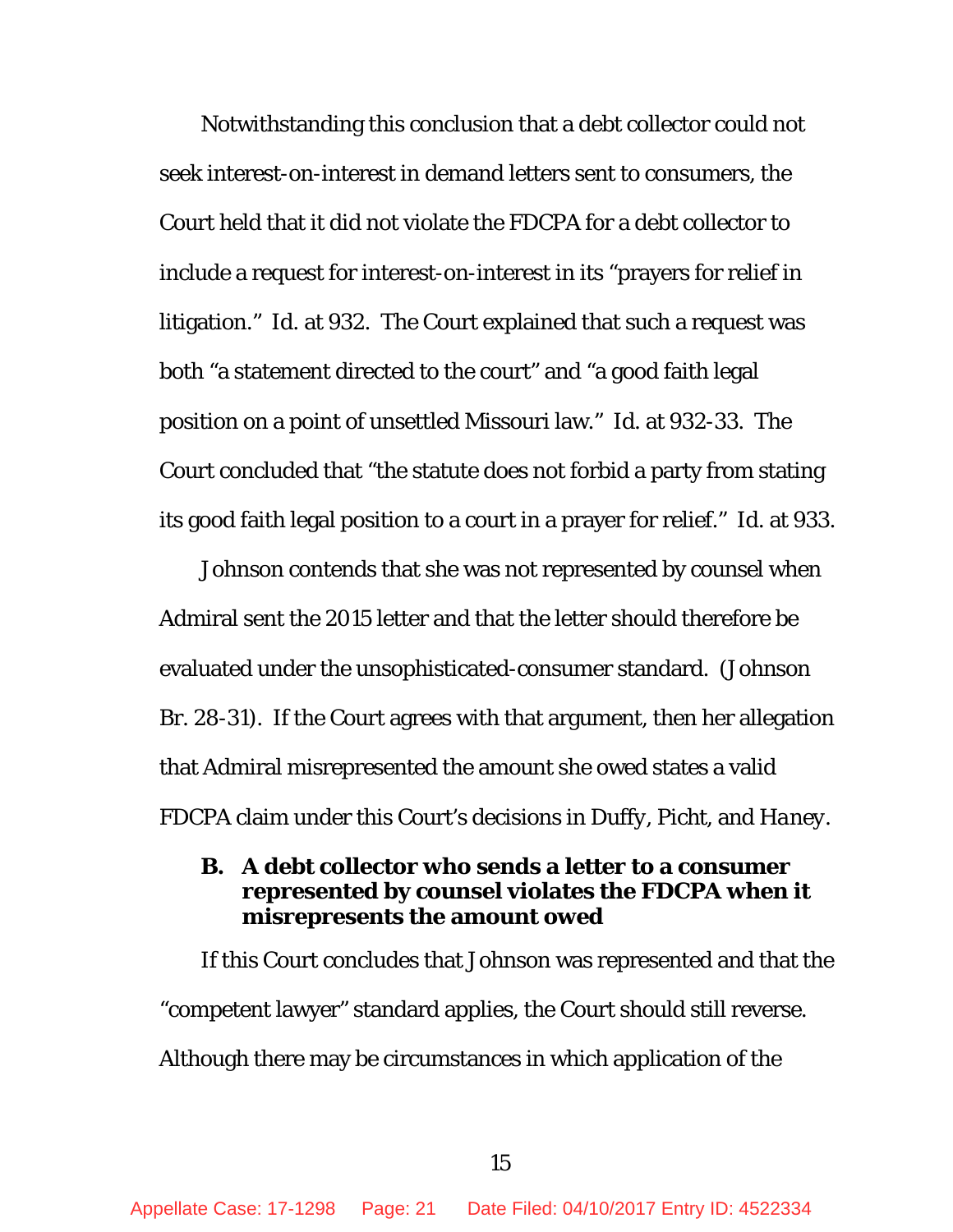Notwithstanding this conclusion that a debt collector could not seek interest-on-interest in demand letters sent to consumers, the Court held that it did not violate the FDCPA for a debt collector to include a request for interest-on-interest in its "prayers for relief in litigation." *Id.* at 932. The Court explained that such a request was both "a statement directed to the court" and "a good faith legal position on a point of unsettled Missouri law." *Id.* at 932-33. The Court concluded that "the statute does not forbid a party from stating its good faith legal position to a court in a prayer for relief." *Id.* at 933.

Johnson contends that she was not represented by counsel when Admiral sent the 2015 letter and that the letter should therefore be evaluated under the unsophisticated-consumer standard. (Johnson Br. 28-31). If the Court agrees with that argument, then her allegation that Admiral misrepresented the amount she owed states a valid FDCPA claim under this Court's decisions in *Duffy*, *Picht*, and *Haney*.

### B. A debt collector who sends a letter to a consumer represented by counsel violates the FDCPA when it misrepresents the amount owed

If this Court concludes that Johnson was represented and that the "competent lawyer" standard applies, the Court should still reverse. Although there may be circumstances in which application of the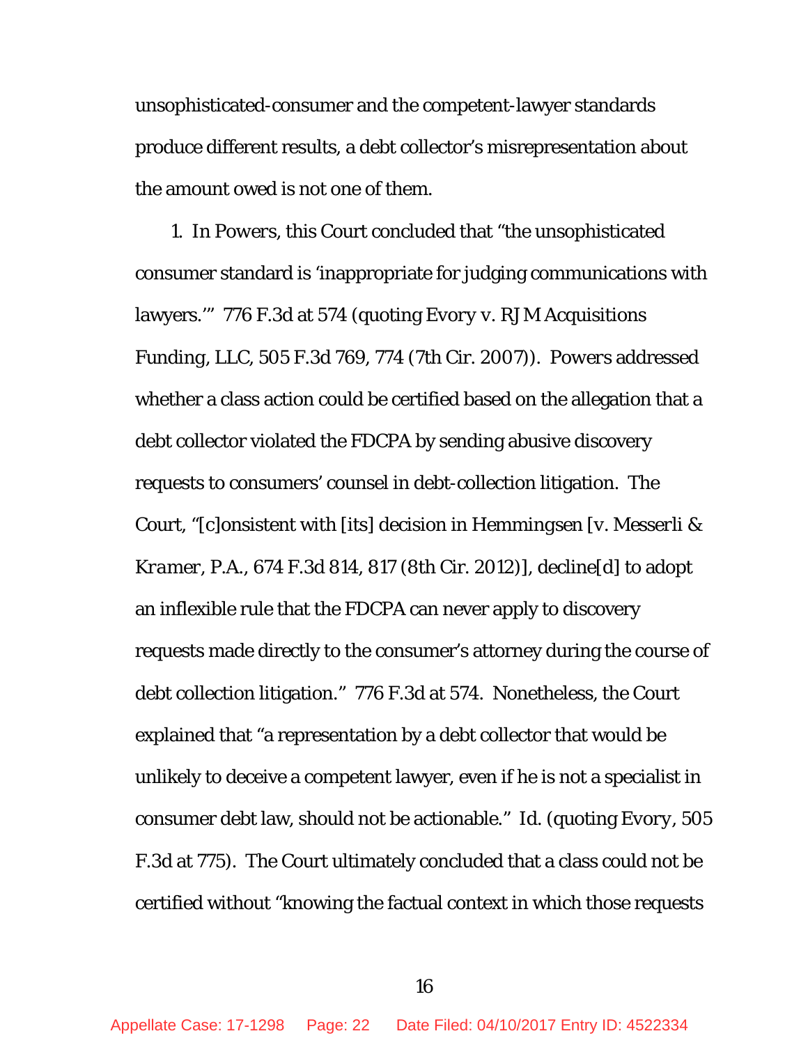unsophisticated-consumer and the competent-lawyer standards produce different results, a debt collector's misrepresentation about the amount owed is not one of them.

1. In *Powers*, this Court concluded that "the unsophisticated consumer standard is 'inappropriate for judging communications with lawyers.'" 776 F.3d at 574 (quoting *Evory v. RJM Acquisitions Funding, LLC*, 505 F.3d 769, 774 (7th Cir. 2007)). *Powers* addressed whether a class action could be certified based on the allegation that a debt collector violated the FDCPA by sending abusive discovery requests to consumers' counsel in debt-collection litigation. The Court, "[c]onsistent with [its] decision in *Hemmingsen* [*v. Messerli & Kramer, P.A.*, 674 F.3d 814, 817 (8th Cir. 2012)], decline[d] to adopt an inflexible rule that the FDCPA can never apply to discovery requests made directly to the consumer's attorney during the course of debt collection litigation." 776 F.3d at 574. Nonetheless, the Court explained that "a representation by a debt collector that would be unlikely to deceive a competent lawyer, even if he is not a specialist in consumer debt law, should not be actionable." *Id.* (quoting *Evory*, 505 F.3d at 775). The Court ultimately concluded that a class could not be certified without "knowing the factual context in which those requests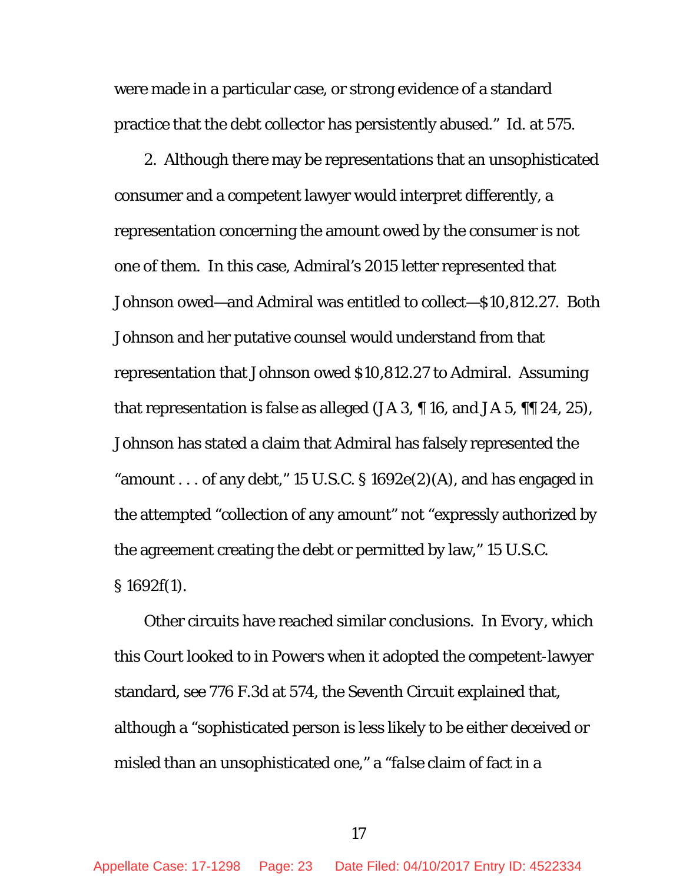were made in a particular case, or strong evidence of a standard practice that the debt collector has persistently abused." *Id.* at 575.

2. Although there may be representations that an unsophisticated consumer and a competent lawyer would interpret differently, a representation concerning the amount owed by the consumer is not one of them. In this case, Admiral's 2015 letter represented that Johnson owed—and Admiral was entitled to collect—$10,812.27. Both Johnson and her putative counsel would understand from that representation that Johnson owed $10,812.27 to Admiral. Assuming that representation is false as alleged (JA 3, ¶ 16, and JA 5, ¶¶ 24, 25), Johnson has stated a claim that Admiral has falsely represented the "amount . . . of any debt," 15 U.S.C. § 1692e(2)(A), and has engaged in the attempted "collection of any amount" not "expressly authorized by the agreement creating the debt or permitted by law," 15 U.S.C. § 1692f(1).

Other circuits have reached similar conclusions. In *Evory*, which this Court looked to in *Powers* when it adopted the competent-lawyer standard, see 776 F.3d at 574, the Seventh Circuit explained that, although a "sophisticated person is less likely to be either deceived or misled than an unsophisticated one," a "false claim of fact in a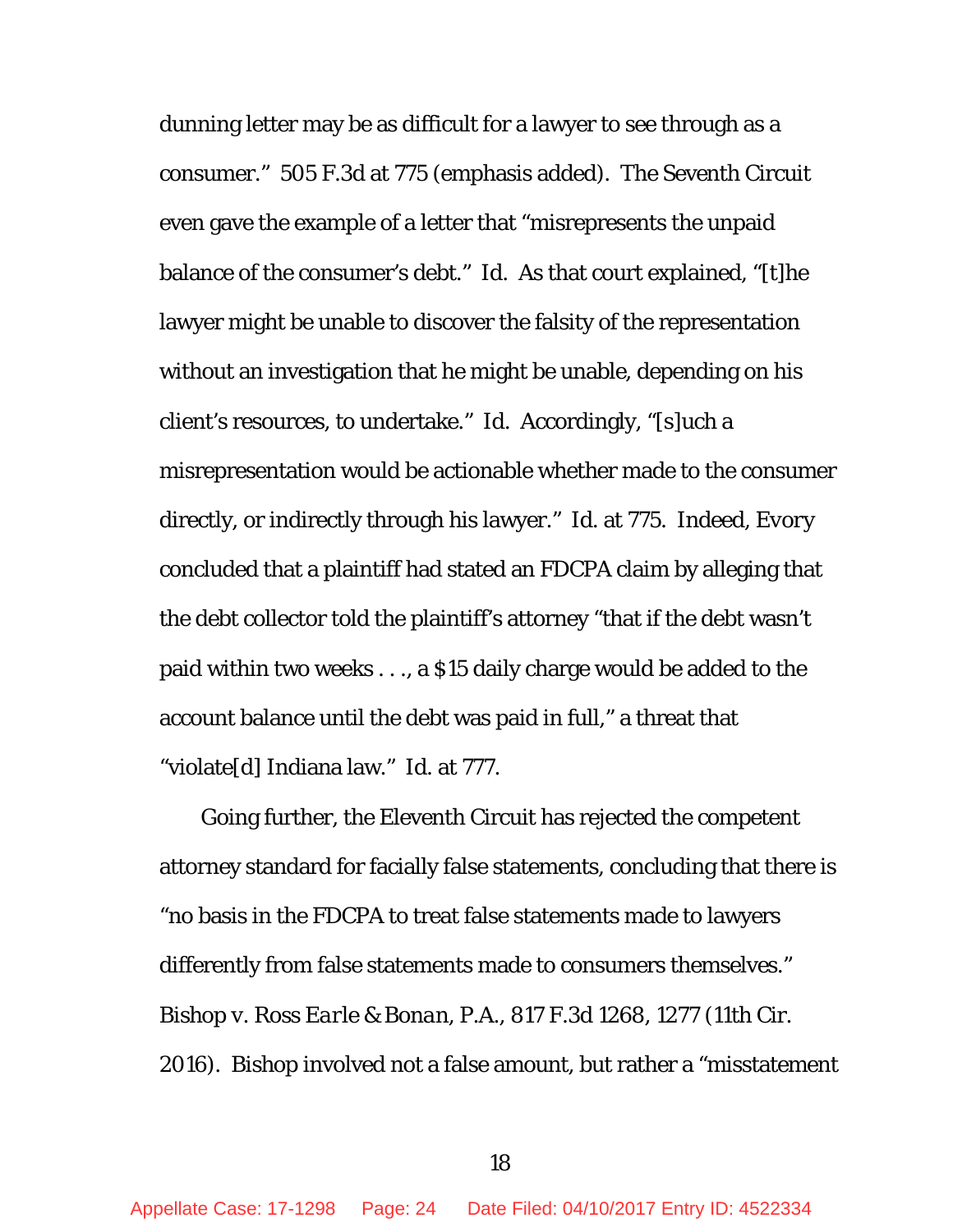dunning letter may be as difficult for a lawyer to see through as a consumer." 505 F.3d at 775 (emphasis added). The Seventh Circuit even gave the example of a letter that "misrepresents the unpaid balance of the consumer's debt." *Id.* As that court explained, "[t]he lawyer might be unable to discover the falsity of the representation without an investigation that he might be unable, depending on his client's resources, to undertake." *Id.* Accordingly, "[s]uch a misrepresentation would be actionable whether made to the consumer directly, or indirectly through his lawyer." *Id.* at 775. Indeed, *Evory* concluded that a plaintiff had stated an FDCPA claim by alleging that the debt collector told the plaintiff's attorney "that if the debt wasn't paid within two weeks . . ., a $15 daily charge would be added to the account balance until the debt was paid in full," a threat that "violate[d] Indiana law." *Id.* at 777.

Going further, the Eleventh Circuit has rejected the competent attorney standard for facially false statements, concluding that there is "no basis in the FDCPA to treat false statements made to lawyers differently from false statements made to consumers themselves." *Bishop v. Ross Earle & Bonan, P.A.*, 817 F.3d 1268, 1277 (11th Cir. 2016). *Bishop* involved not a false amount, but rather a "misstatement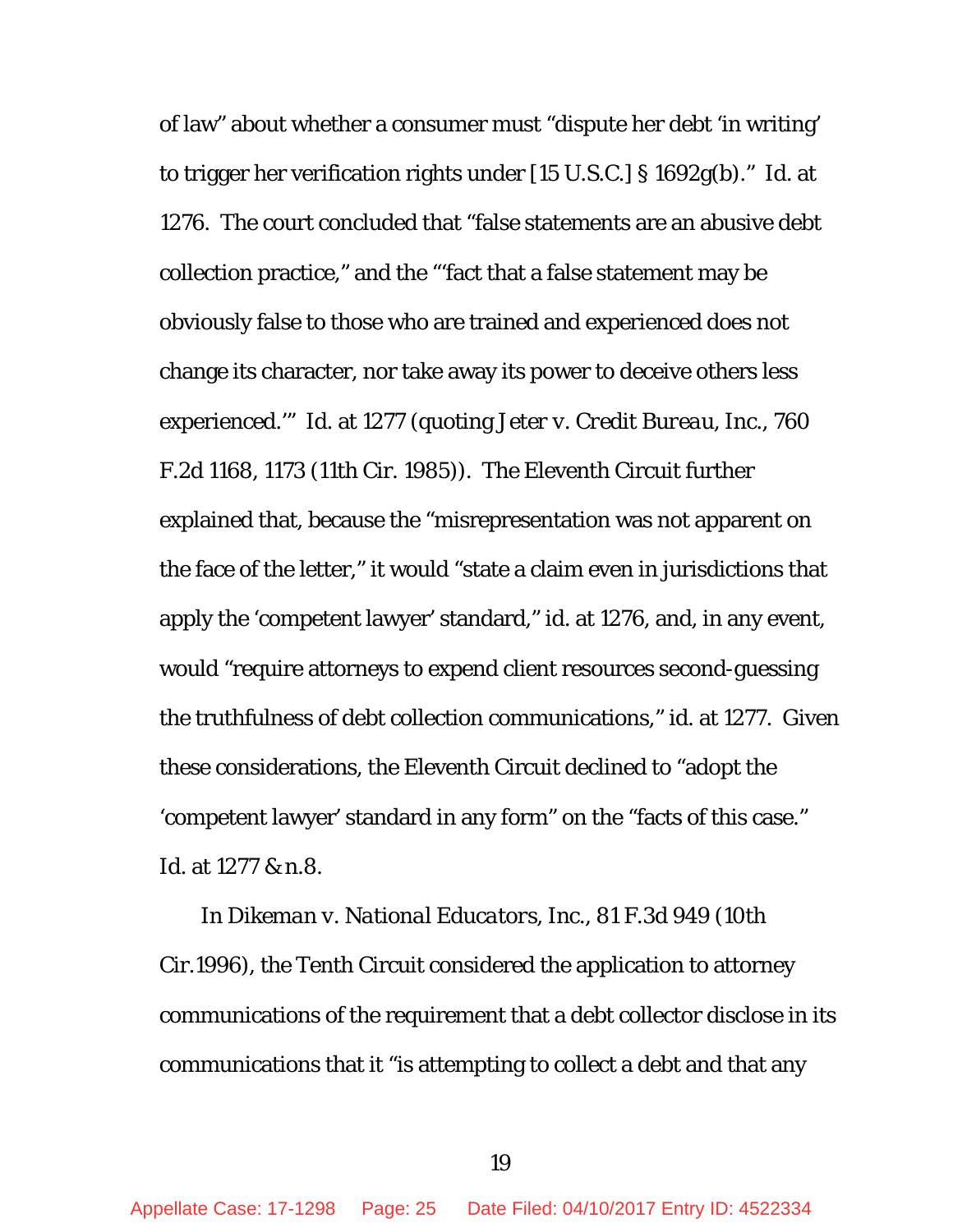of law" about whether a consumer must "dispute her debt 'in writing' to trigger her verification rights under [15 U.S.C.] § 1692g(b)." *Id.* at 1276. The court concluded that "false statements are an abusive debt collection practice," and the "'fact that a false statement may be obviously false to those who are trained and experienced does not change its character, nor take away its power to deceive others less experienced.'" *Id.* at 1277 (quoting *Jeter v. Credit Bureau, Inc.*, 760 F.2d 1168, 1173 (11th Cir. 1985)). The Eleventh Circuit further explained that, because the "misrepresentation was not apparent on the face of the letter," it would "state a claim even in jurisdictions that apply the 'competent lawyer' standard," *id.* at 1276, and, in any event, would "require attorneys to expend client resources second-guessing the truthfulness of debt collection communications," *id.* at 1277. Given these considerations, the Eleventh Circuit declined to "adopt the 'competent lawyer' standard in any form" on the "facts of this case." *Id.* at 1277 & n.8.

In *Dikeman v. National Educators, Inc.*, 81 F.3d 949 (10th Cir.1996), the Tenth Circuit considered the application to attorney communications of the requirement that a debt collector disclose in its communications that it "is attempting to collect a debt and that any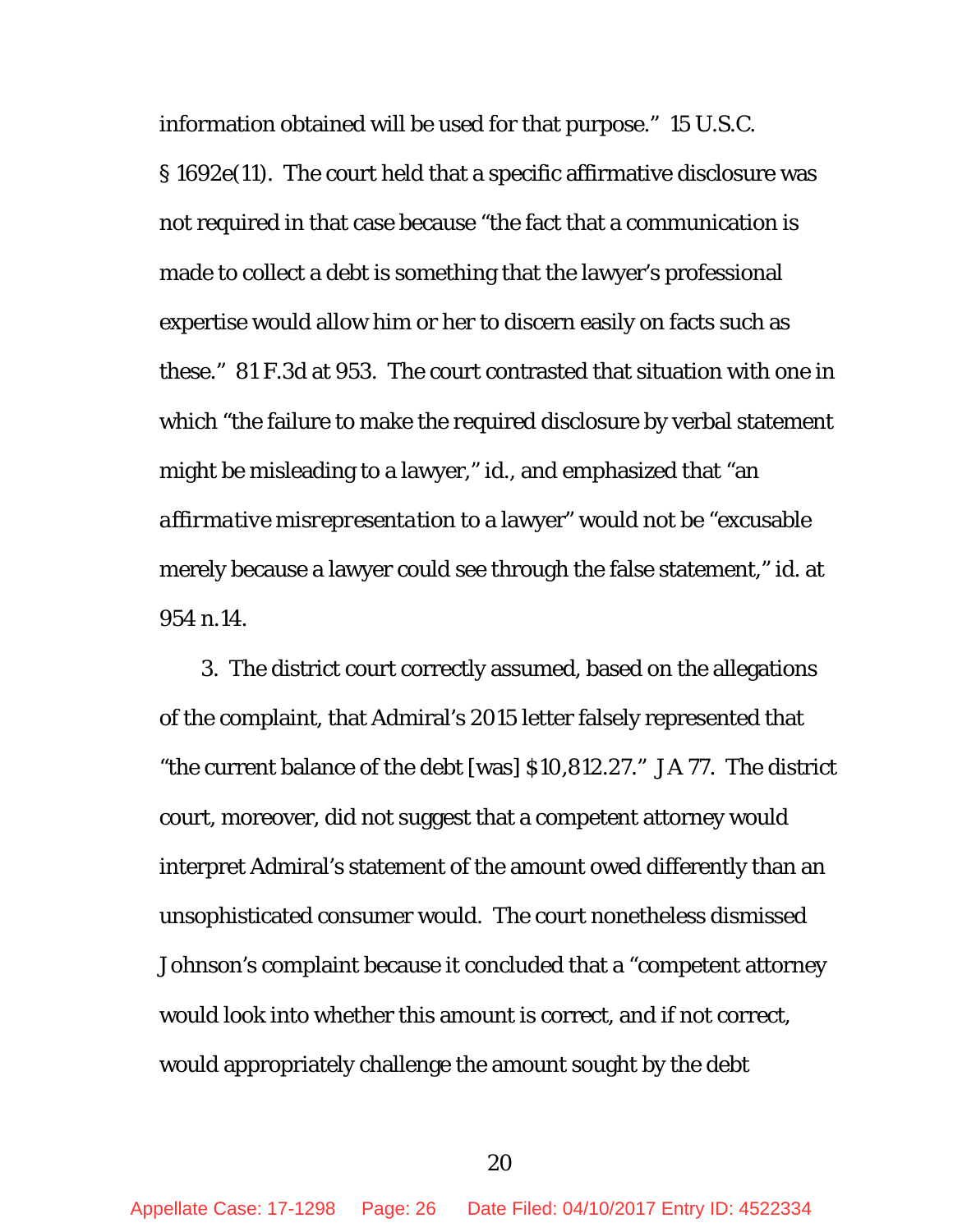information obtained will be used for that purpose." 15 U.S.C. § 1692e(11). The court held that a specific affirmative disclosure was not required in that case because "the fact that a communication is made to collect a debt is something that the lawyer's professional expertise would allow him or her to discern easily on facts such as these." 81 F.3d at 953. The court contrasted that situation with one in which "the failure to make the required disclosure by verbal statement might be misleading to a lawyer," id., and emphasized that "an *affirmative misrepresentation* to a lawyer" would not be "excusable merely because a lawyer could see through the false statement," id. at 954 n.14.

3. The district court correctly assumed, based on the allegations of the complaint, that Admiral's 2015 letter falsely represented that "the current balance of the debt [was] $10,812.27." JA 77. The district court, moreover, did not suggest that a competent attorney would interpret Admiral's statement of the amount owed differently than an unsophisticated consumer would. The court nonetheless dismissed Johnson's complaint because it concluded that a "competent attorney would look into whether this amount is correct, and if not correct, would appropriately challenge the amount sought by the debt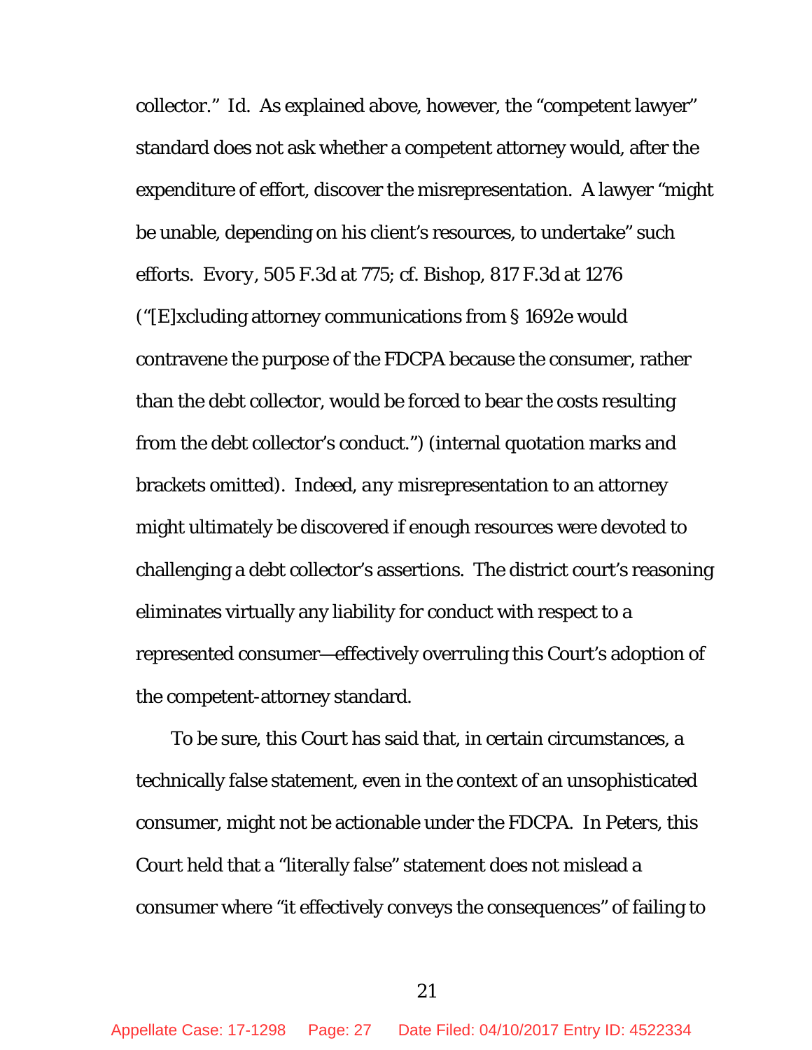collector." Id. As explained above, however, the "competent lawyer" standard does not ask whether a competent attorney would, after the expenditure of effort, discover the misrepresentation. A lawyer "might be unable, depending on his client's resources, to undertake" such efforts. *Evory*, 505 F.3d at 775; cf. Bishop, 817 F.3d at 1276 ("[E]xcluding attorney communications from § 1692e would contravene the purpose of the FDCPA because the consumer, rather than the debt collector, would be forced to bear the costs resulting from the debt collector's conduct.") (internal quotation marks and brackets omitted). Indeed, *any* misrepresentation to an attorney might ultimately be discovered if enough resources were devoted to challenging a debt collector's assertions. The district court's reasoning eliminates virtually any liability for conduct with respect to a represented consumer—effectively overruling this Court's adoption of the competent-attorney standard.

To be sure, this Court has said that, in certain circumstances, a technically false statement, even in the context of an unsophisticated consumer, might not be actionable under the FDCPA. In Peters, this Court held that a "literally false" statement does not mislead a consumer where "it effectively conveys the consequences" of failing to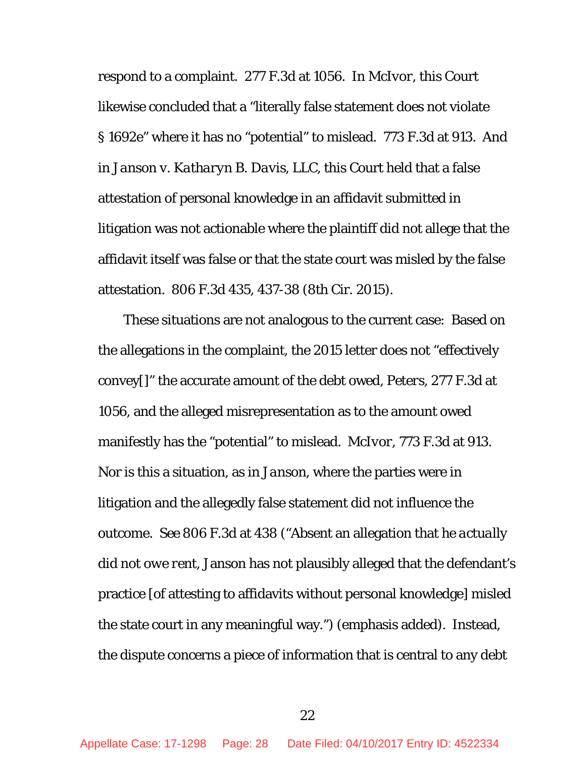respond to a complaint. 277 F.3d at 1056. In *McIvor*, this Court likewise concluded that a "literally false statement does not violate § 1692e" where it has no "potential" to mislead. 773 F.3d at 913. And in *Janson v. Katharyn B. Davis, LLC*, this Court held that a false attestation of personal knowledge in an affidavit submitted in litigation was not actionable where the plaintiff did not allege that the affidavit itself was false or that the state court was misled by the false attestation. 806 F.3d 435, 437-38 (8th Cir. 2015).

These situations are not analogous to the current case: Based on the allegations in the complaint, the 2015 letter does not "effectively convey[]" the accurate amount of the debt owed, *Peters*, 277 F.3d at 1056, and the alleged misrepresentation as to the amount owed manifestly has the "potential" to mislead. *McIvor*, 773 F.3d at 913. Nor is this a situation, as in *Janson*, where the parties were in litigation and the allegedly false statement did not influence the outcome. *See* 806 F.3d at 438 ("Absent an allegation that he *actually did not owe rent*, Janson has not plausibly alleged that the defendant's practice [of attesting to affidavits without personal knowledge] misled the state court in any meaningful way.") (emphasis added). Instead, the dispute concerns a piece of information that is central to any debt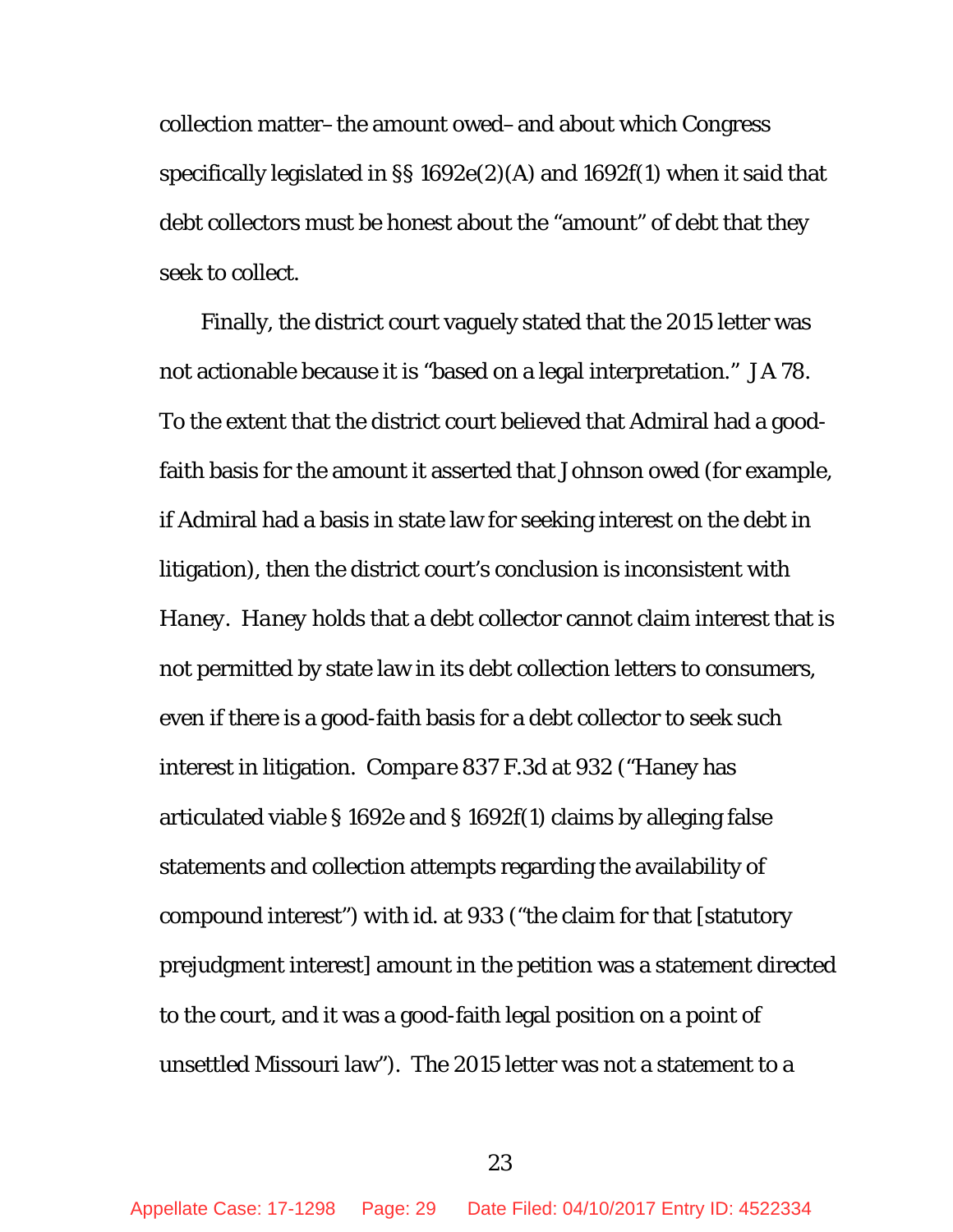collection matter–the amount owed–and about which Congress specifically legislated in §§ 1692e(2)(A) and 1692f(1) when it said that debt collectors must be honest about the "amount" of debt that they seek to collect.

Finally, the district court vaguely stated that the 2015 letter was not actionable because it is "based on a legal interpretation." JA 78. To the extent that the district court believed that Admiral had a good-faith basis for the amount it asserted that Johnson owed (for example, if Admiral had a basis in state law for seeking interest on the debt in litigation), then the district court's conclusion is inconsistent with *Haney*. *Haney* holds that a debt collector cannot claim interest that is not permitted by state law in its debt collection letters to consumers, even if there is a good-faith basis for a debt collector to seek such interest in litigation. *Compare* 837 F.3d at 932 ("Haney has articulated viable § 1692e and § 1692f(1) claims by alleging false statements and collection attempts regarding the availability of compound interest") with id. at 933 ("the claim for that [statutory prejudgment interest] amount in the petition was a statement directed to the court, and it was a good-faith legal position on a point of unsettled Missouri law"). The 2015 letter was not a statement to a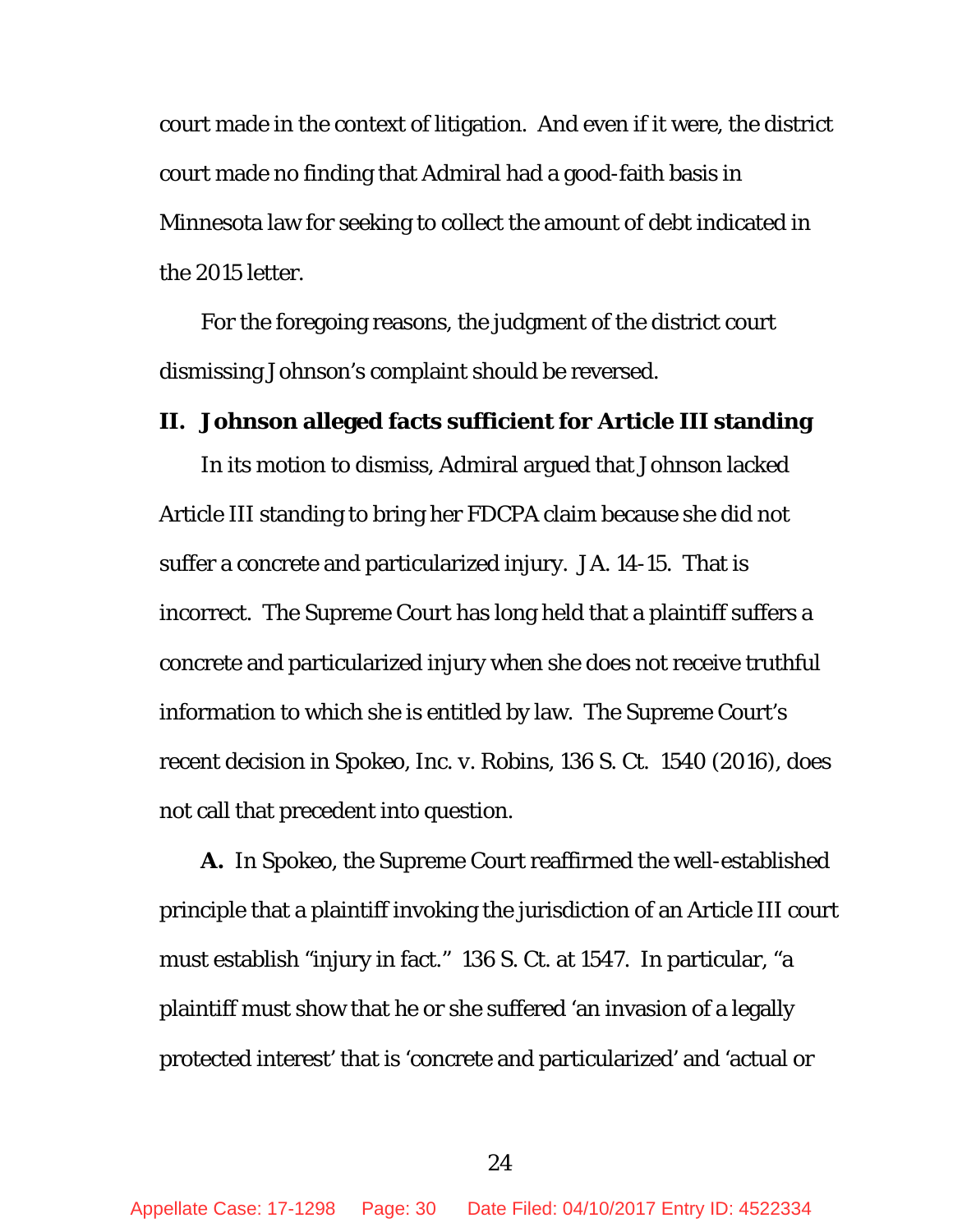court made in the context of litigation. And even if it were, the district court made no finding that Admiral had a good-faith basis in Minnesota law for seeking to collect the amount of debt indicated in the 2015 letter.

For the foregoing reasons, the judgment of the district court dismissing Johnson's complaint should be reversed.

## II. Johnson alleged facts sufficient for Article III standing

In its motion to dismiss, Admiral argued that Johnson lacked Article III standing to bring her FDCPA claim because she did not suffer a concrete and particularized injury. JA. 14-15. That is incorrect. The Supreme Court has long held that a plaintiff suffers a concrete and particularized injury when she does not receive truthful information to which she is entitled by law. The Supreme Court's recent decision in Spokeo, Inc. v. Robins, 136 S. Ct. 1540 (2016), does not call that precedent into question.

**A.** In Spokeo, the Supreme Court reaffirmed the well-established principle that a plaintiff invoking the jurisdiction of an Article III court must establish "injury in fact." 136 S. Ct. at 1547. In particular, "a plaintiff must show that he or she suffered 'an invasion of a legally protected interest' that is 'concrete and particularized' and 'actual or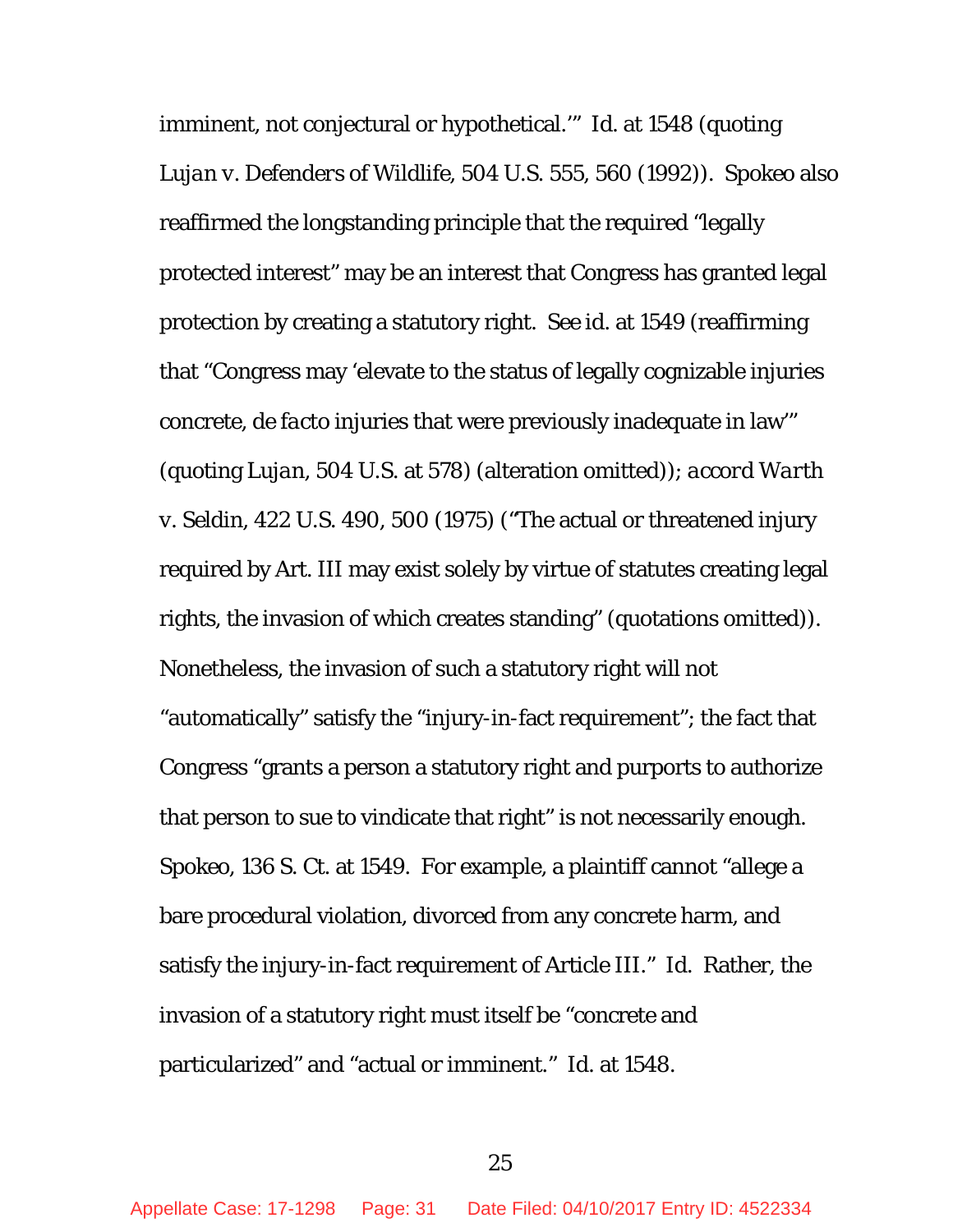imminent, not conjectural or hypothetical.'" *Id.* at 1548 (quoting *Lujan v. Defenders of Wildlife*, 504 U.S. 555, 560 (1992)). *Spokeo* also reaffirmed the longstanding principle that the required "legally protected interest" may be an interest that Congress has granted legal protection by creating a statutory right. *See id.* at 1549 (reaffirming that "Congress may 'elevate to the status of legally cognizable injuries concrete, *de facto* injuries that were previously inadequate in law'" (quoting *Lujan*, 504 U.S. at 578) (alteration omitted)); *accord Warth v. Seldin*, 422 U.S. 490, 500 (1975) ("The actual or threatened injury required by Art. III may exist solely by virtue of statutes creating legal rights, the invasion of which creates standing" (quotations omitted)). Nonetheless, the invasion of such a statutory right will not "automatically" satisfy the "injury-in-fact requirement"; the fact that Congress "grants a person a statutory right and purports to authorize that person to sue to vindicate that right" is not necessarily enough. *Spokeo*, 136 S. Ct. at 1549. For example, a plaintiff cannot "allege a bare procedural violation, divorced from any concrete harm, and satisfy the injury-in-fact requirement of Article III." *Id.* Rather, the invasion of a statutory right must itself be "concrete and particularized" and "actual or imminent." *Id.* at 1548.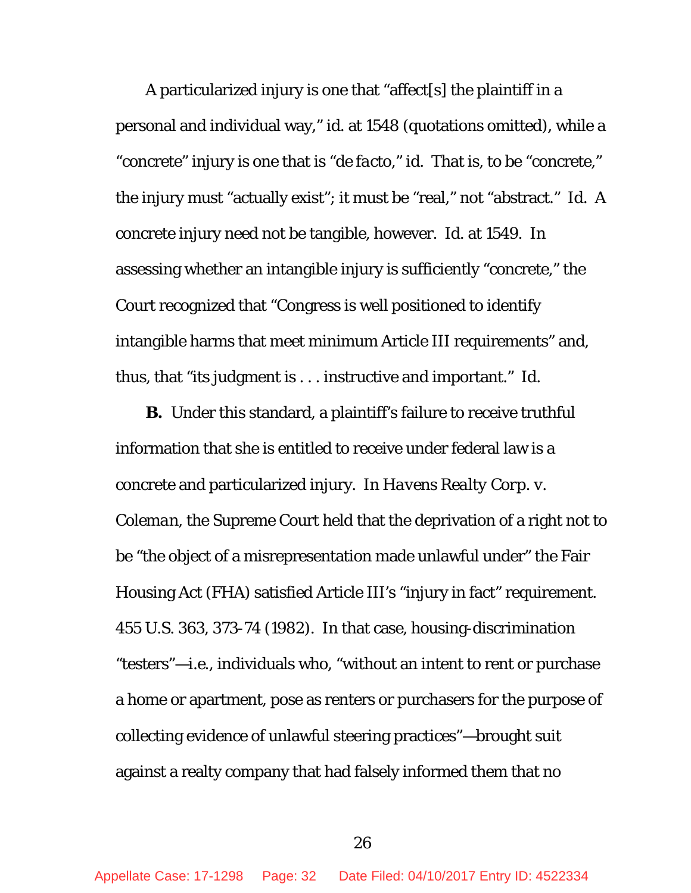A particularized injury is one that "affect[s] the plaintiff in a personal and individual way," id. at 1548 (quotations omitted), while a "concrete" injury is one that is "*de facto*," id. That is, to be "concrete," the injury must "actually exist"; it must be "real," not "abstract." *Id.* A concrete injury need not be tangible, however. *Id.* at 1549. In assessing whether an intangible injury is sufficiently "concrete," the Court recognized that "Congress is well positioned to identify intangible harms that meet minimum Article III requirements" and, thus, that "its judgment is . . . instructive and important." *Id.*

**B.** Under this standard, a plaintiff's failure to receive truthful information that she is entitled to receive under federal law is a concrete and particularized injury. In *Havens Realty Corp. v. Coleman*, the Supreme Court held that the deprivation of a right not to be "the object of a misrepresentation made unlawful under" the Fair Housing Act (FHA) satisfied Article III's "injury in fact" requirement. 455 U.S. 363, 373-74 (1982). In that case, housing-discrimination "testers"—i.e., individuals who, "without an intent to rent or purchase a home or apartment, pose as renters or purchasers for the purpose of collecting evidence of unlawful steering practices"—brought suit against a realty company that had falsely informed them that no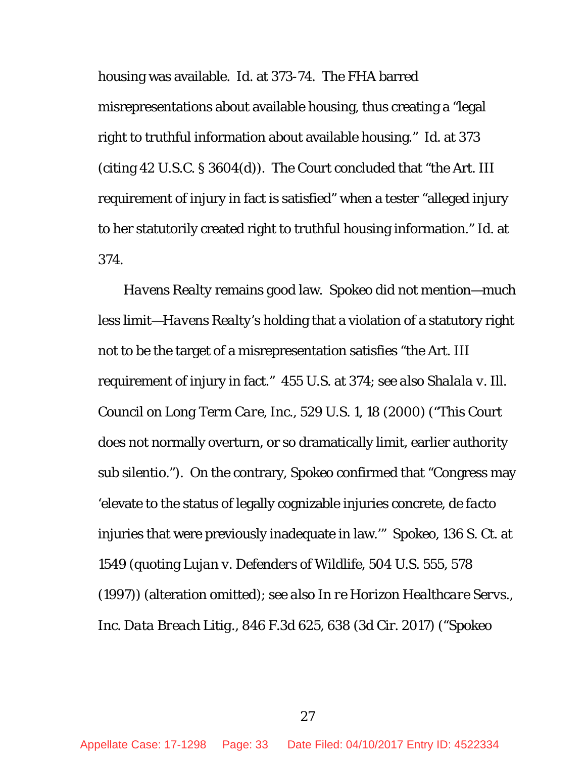housing was available. *Id.* at 373-74. The FHA barred misrepresentations about available housing, thus creating a "legal right to truthful information about available housing." *Id.* at 373 (citing 42 U.S.C. § 3604(d)). The Court concluded that "the Art. III requirement of injury in fact is satisfied" when a tester "alleged injury to her statutorily created right to truthful housing information." *Id.* at 374.

*Havens Realty* remains good law. Spokeo did not mention—much less limit—*Havens Realty*'s holding that a violation of a statutory right not to be the target of a misrepresentation satisfies "the Art. III requirement of injury in fact." 455 U.S. at 374; *see also Shalala v. Ill. Council on Long Term Care, Inc.*, 529 U.S. 1, 18 (2000) ("This Court does not normally overturn, or so dramatically limit, earlier authority sub silentio."). On the contrary, Spokeo confirmed that "Congress may 'elevate to the status of legally cognizable injuries concrete, *de facto* injuries that were previously inadequate in law.'" Spokeo, 136 S. Ct. at 1549 (quoting *Lujan v. Defenders of Wildlife*, 504 U.S. 555, 578 (1997)) (alteration omitted); *see also In re Horizon Healthcare Servs., Inc. Data Breach Litig.*, 846 F.3d 625, 638 (3d Cir. 2017) ("Spokeo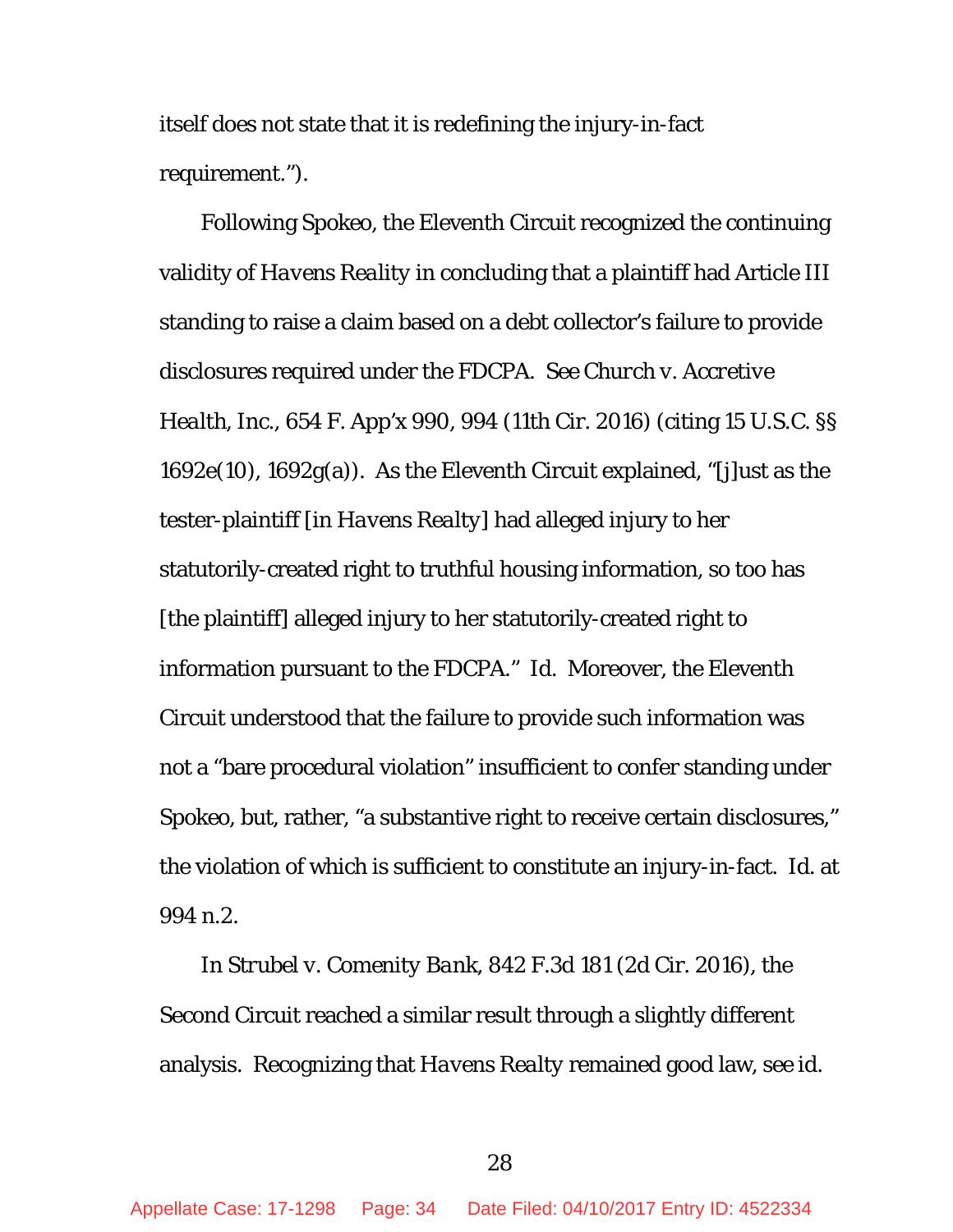itself does not state that it is redefining the injury-in-fact requirement.").

Following Spokeo, the Eleventh Circuit recognized the continuing validity of *Havens Reality* in concluding that a plaintiff had Article III standing to raise a claim based on a debt collector's failure to provide disclosures required under the FDCPA. *See Church v. Accretive Health, Inc.*, 654 F. App'x 990, 994 (11th Cir. 2016) (citing 15 U.S.C. §§ 1692e(10), 1692g(a)). As the Eleventh Circuit explained, "[j]ust as the tester-plaintiff [in *Havens Realty*] had alleged injury to her statutorily-created right to truthful housing information, so too has [the plaintiff] alleged injury to her statutorily-created right to information pursuant to the FDCPA." *Id.* Moreover, the Eleventh Circuit understood that the failure to provide such information was not a "bare procedural violation" insufficient to confer standing under Spokeo, but, rather, "a substantive right to receive certain disclosures," the violation of which is sufficient to constitute an injury-in-fact. *Id.* at 994 n.2.

In *Strubel v. Comenity Bank*, 842 F.3d 181 (2d Cir. 2016), the Second Circuit reached a similar result through a slightly different analysis. Recognizing that *Havens Realty* remained good law, see *id.*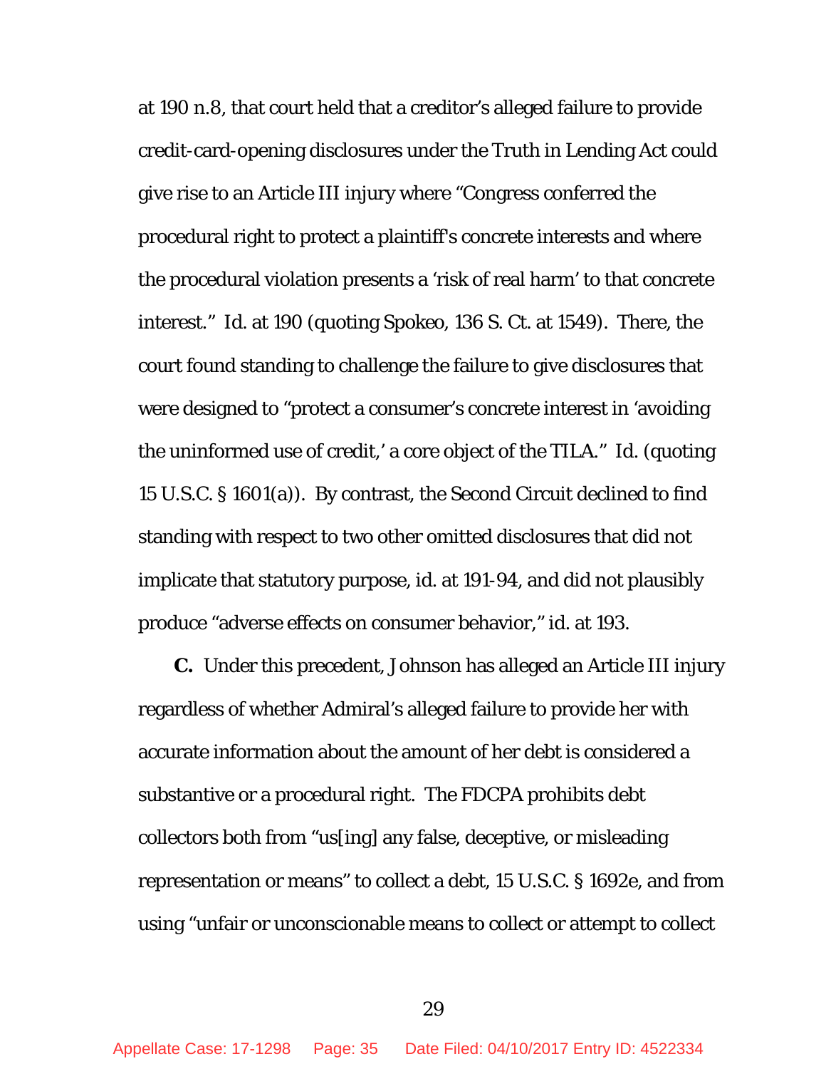at 190 n.8, that court held that a creditor's alleged failure to provide credit-card-opening disclosures under the Truth in Lending Act could give rise to an Article III injury where "Congress conferred the procedural right to protect a plaintiff's concrete interests and where the procedural violation presents a 'risk of real harm' to that concrete interest." Id. at 190 (quoting Spokeo, 136 S. Ct. at 1549). There, the court found standing to challenge the failure to give disclosures that were designed to "protect a consumer's concrete interest in 'avoiding the uninformed use of credit,' a core object of the TILA." Id. (quoting 15 U.S.C. § 1601(a)). By contrast, the Second Circuit declined to find standing with respect to two other omitted disclosures that did not implicate that statutory purpose, id. at 191-94, and did not plausibly produce "adverse effects on consumer behavior," id. at 193.

**C.** Under this precedent, Johnson has alleged an Article III injury regardless of whether Admiral's alleged failure to provide her with accurate information about the amount of her debt is considered a substantive or a procedural right. The FDCPA prohibits debt collectors both from "us[ing] any false, deceptive, or misleading representation or means" to collect a debt, 15 U.S.C. § 1692e, and from using "unfair or unconscionable means to collect or attempt to collect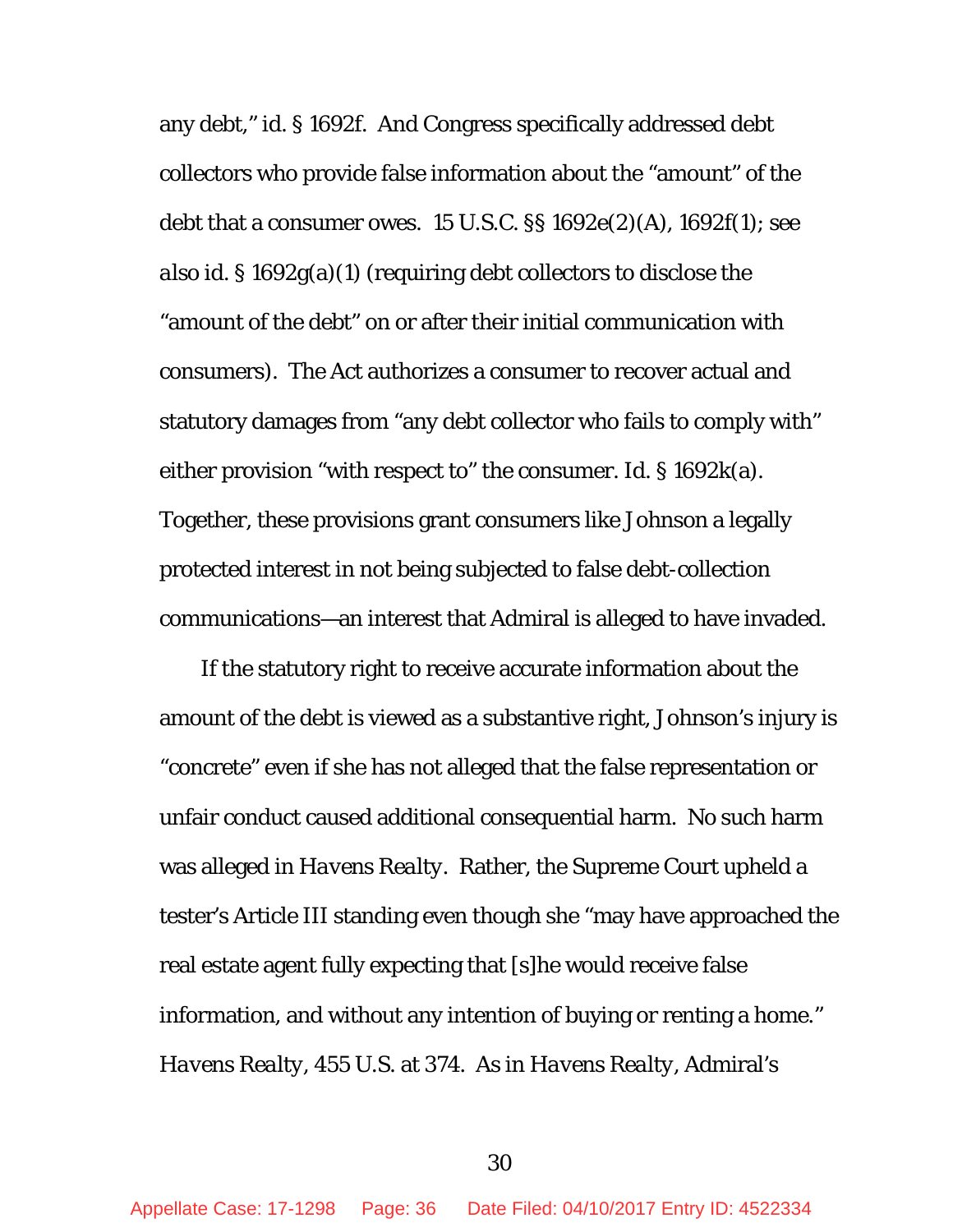any debt," *id.* § 1692f. And Congress specifically addressed debt collectors who provide false information about the "amount" of the debt that a consumer owes. 15 U.S.C. §§ 1692e(2)(A), 1692f(1); *see also id.* § 1692g(a)(1) (requiring debt collectors to disclose the "amount of the debt" on or after their initial communication with consumers). The Act authorizes a consumer to recover actual and statutory damages from "any debt collector who fails to comply with" either provision "with respect to" the consumer. *Id.* § 1692k(a). Together, these provisions grant consumers like Johnson a legally protected interest in not being subjected to false debt-collection communications—an interest that Admiral is alleged to have invaded.

If the statutory right to receive accurate information about the amount of the debt is viewed as a substantive right, Johnson's injury is "concrete" even if she has not alleged that the false representation or unfair conduct caused additional consequential harm. No such harm was alleged in *Havens Realty*. Rather, the Supreme Court upheld a tester's Article III standing even though she "may have approached the real estate agent fully expecting that [s]he would receive false information, and without any intention of buying or renting a home." *Havens Realty*, 455 U.S. at 374. As in *Havens Realty*, Admiral's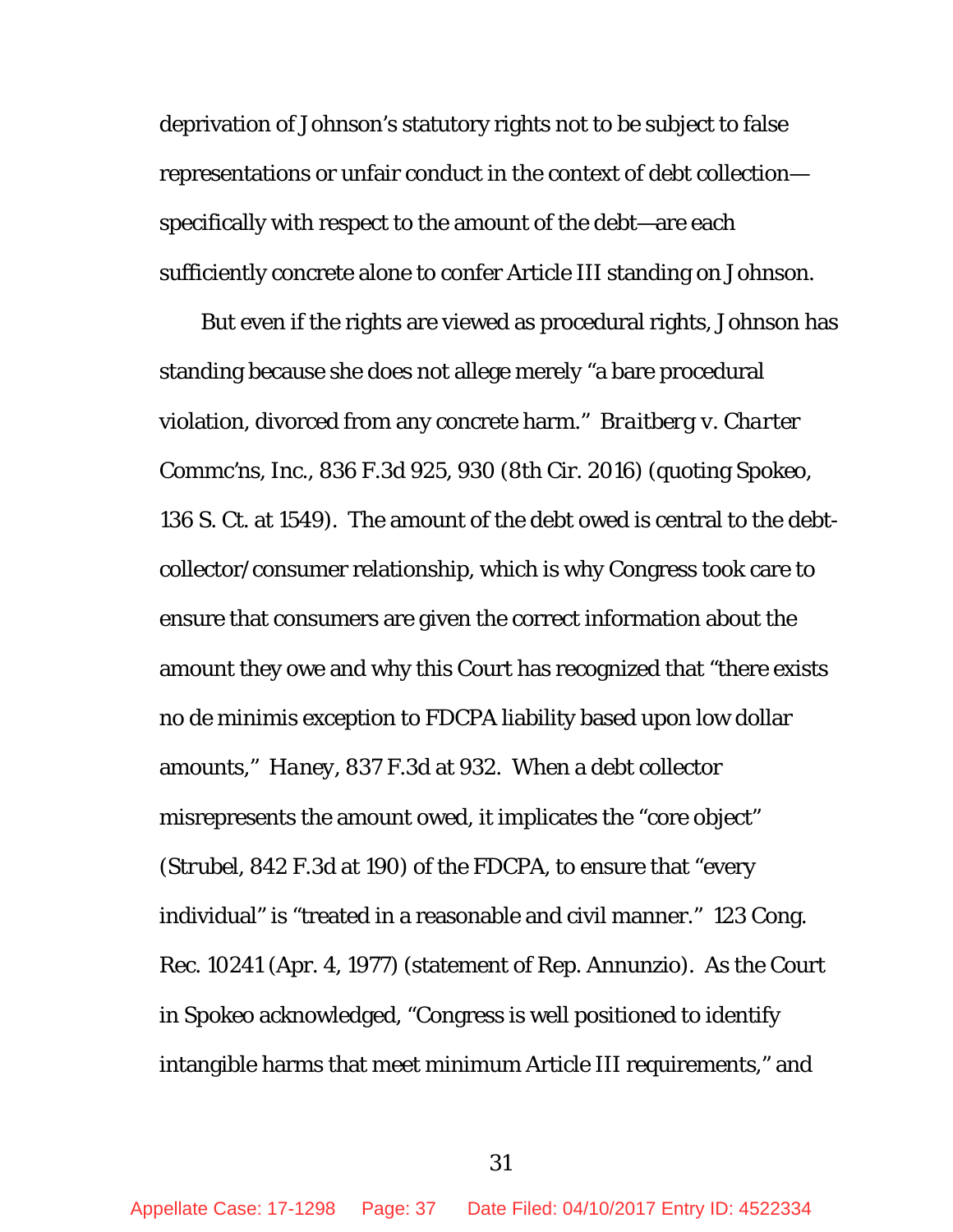deprivation of Johnson's statutory rights not to be subject to false representations or unfair conduct in the context of debt collection—specifically with respect to the amount of the debt—are each sufficiently concrete alone to confer Article III standing on Johnson.

But even if the rights are viewed as procedural rights, Johnson has standing because she does not allege merely "a bare procedural violation, divorced from any concrete harm." *Braitberg v. Charter Commc'ns, Inc.*, 836 F.3d 925, 930 (8th Cir. 2016) (quoting *Spokeo*, 136 S. Ct. at 1549). The amount of the debt owed is central to the debt-collector/consumer relationship, which is why Congress took care to ensure that consumers are given the correct information about the amount they owe and why this Court has recognized that "there exists no de minimis exception to FDCPA liability based upon low dollar amounts," *Haney*, 837 F.3d at 932. When a debt collector misrepresents the amount owed, it implicates the "core object" (*Strubel*, 842 F.3d at 190) of the FDCPA, to ensure that "every individual" is "treated in a reasonable and civil manner." 123 Cong. Rec. 10241 (Apr. 4, 1977) (statement of Rep. Annunzio). As the Court in *Spokeo* acknowledged, "Congress is well positioned to identify intangible harms that meet minimum Article III requirements," and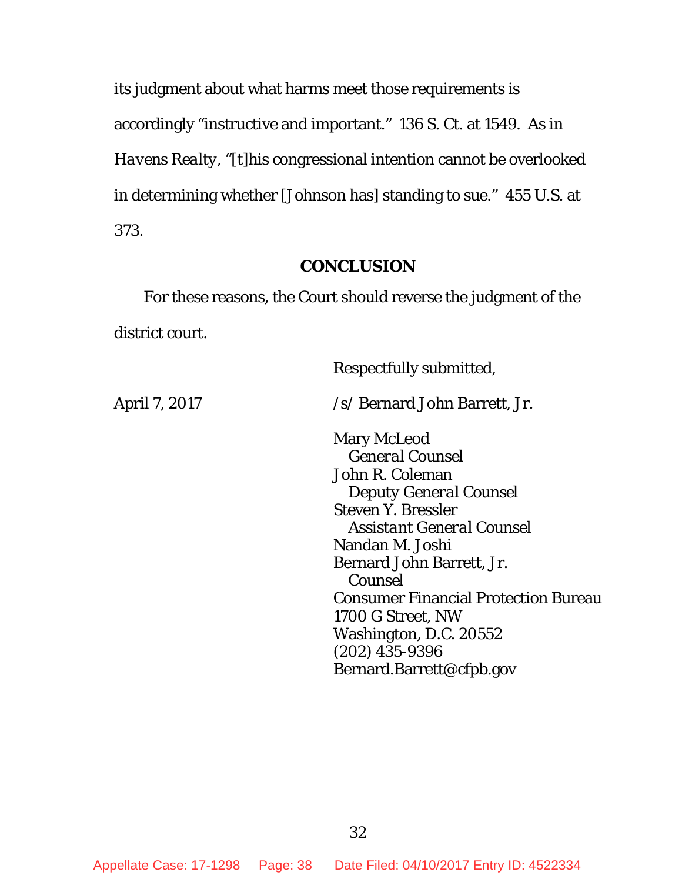its judgment about what harms meet those requirements is accordingly "instructive and important." 136 S. Ct. at 1549. As in *Havens Realty*, "[t]his congressional intention cannot be overlooked in determining whether [Johnson has] standing to sue." 455 U.S. at 373.

## CONCLUSION

For these reasons, the Court should reverse the judgment of the district court.

Respectfully submitted,

April 7, 2017

/s/ Bernard John Barrett, Jr.

Mary McLeod
*General Counsel*
John R. Coleman
*Deputy General Counsel*
Steven Y. Bressler
*Assistant General Counsel*
Nandan M. Joshi
Bernard John Barrett, Jr.
*Counsel*
Consumer Financial Protection Bureau
1700 G Street, NW
Washington, D.C. 20552
(202) 435-9396
Bernard.Barrett@cfpb.gov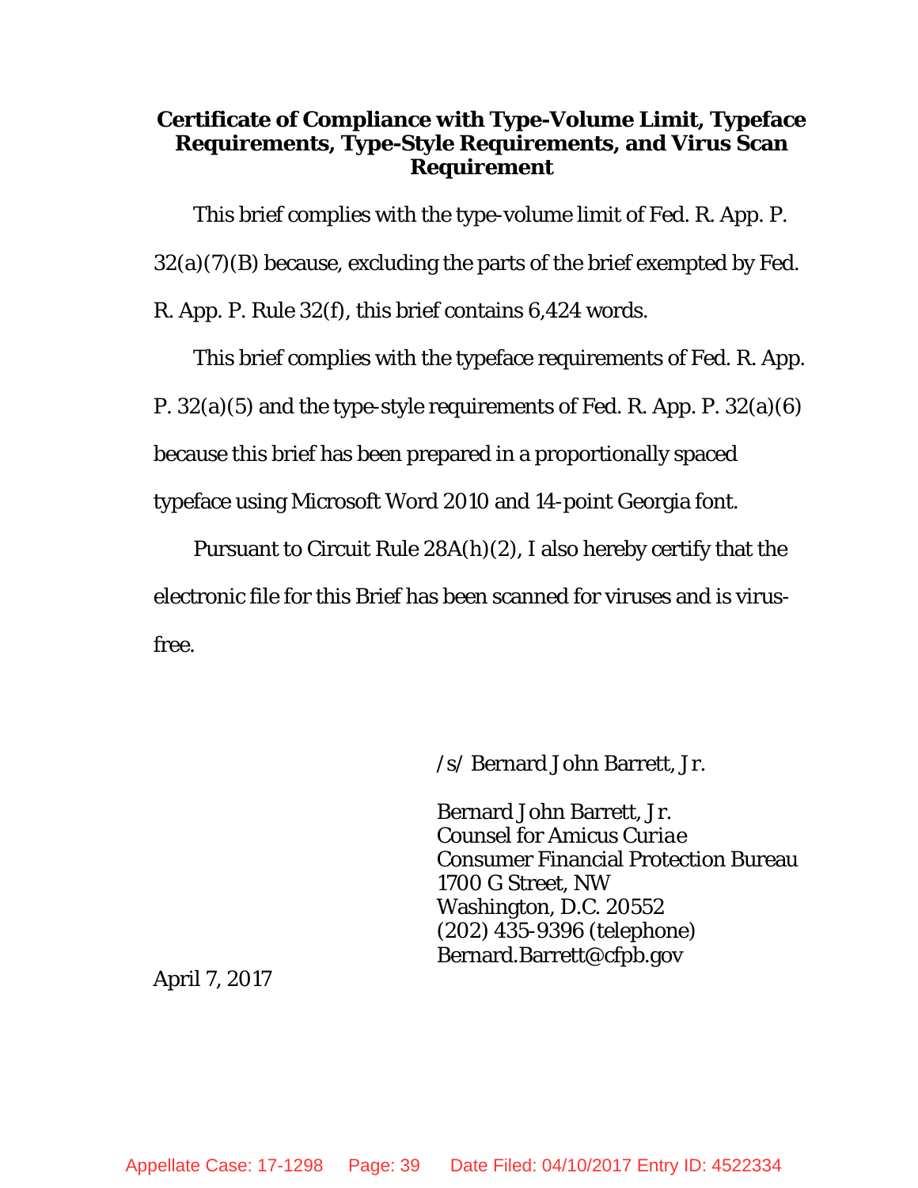**Certificate of Compliance with Type-Volume Limit, Typeface Requirements, Type-Style Requirements, and Virus Scan Requirement**

This brief complies with the type-volume limit of Fed. R. App. P. 32(a)(7)(B) because, excluding the parts of the brief exempted by Fed. R. App. P. Rule 32(f), this brief contains 6,424 words.

This brief complies with the typeface requirements of Fed. R. App. P. 32(a)(5) and the type-style requirements of Fed. R. App. P. 32(a)(6) because this brief has been prepared in a proportionally spaced typeface using Microsoft Word 2010 and 14-point Georgia font.

Pursuant to Circuit Rule 28A(h)(2), I also hereby certify that the electronic file for this Brief has been scanned for viruses and is virus-free.

/s/ Bernard John Barrett, Jr.

Bernard John Barrett, Jr.
Counsel for Amicus *Curiae*
Consumer Financial Protection Bureau
1700 G Street, NW
Washington, D.C. 20552
(202) 435-9396 (telephone)
Bernard.Barrett@cfpb.gov

April 7, 2017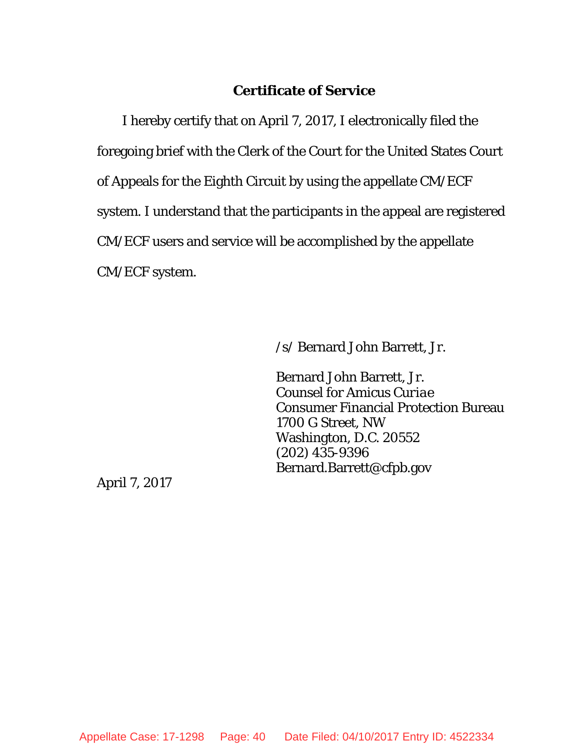## Certificate of Service

I hereby certify that on April 7, 2017, I electronically filed the foregoing brief with the Clerk of the Court for the United States Court of Appeals for the Eighth Circuit by using the appellate CM/ECF system. I understand that the participants in the appeal are registered CM/ECF users and service will be accomplished by the appellate CM/ECF system.

/s/ Bernard John Barrett, Jr.

Bernard John Barrett, Jr.
Counsel for Amicus *Curiae*
Consumer Financial Protection Bureau
1700 G Street, NW
Washington, D.C. 20552
(202) 435-9396
Bernard.Barrett@cfpb.gov

April 7, 2017